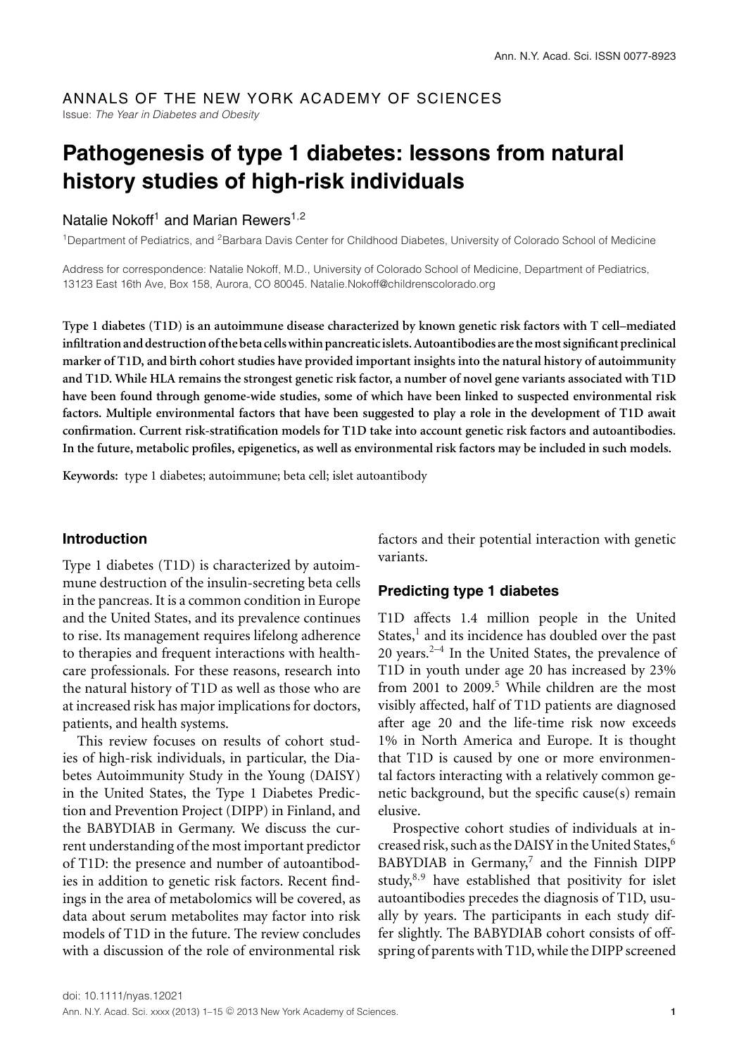ANNALS OF THE NEW YORK ACADEMY OF SCIENCES

Issue: *The Year in Diabetes and Obesity*

# Pathogenesis of type 1 diabetes: lessons from natural history studies of high-risk individuals

Natalie Nokoff[1] and Marian Rewers[1,2]

[1]Department of Pediatrics, and [2]Barbara Davis Center for Childhood Diabetes, University of Colorado School of Medicine

Address for correspondence: Natalie Nokoff, M.D., University of Colorado School of Medicine, Department of Pediatrics, 13123 East 16th Ave, Box 158, Aurora, CO 80045. Natalie.Nokoff@childrenscolorado.org

**Type 1 diabetes (T1D) is an autoimmune disease characterized by known genetic risk factors with T cell–mediated infiltration and destruction of the beta cells within pancreatic islets. Autoantibodies are the most significant preclinical marker of T1D, and birth cohort studies have provided important insights into the natural history of autoimmunity and T1D. While HLA remains the strongest genetic risk factor, a number of novel gene variants associated with T1D have been found through genome-wide studies, some of which have been linked to suspected environmental risk factors. Multiple environmental factors that have been suggested to play a role in the development of T1D await confirmation. Current risk-stratification models for T1D take into account genetic risk factors and autoantibodies. In the future, metabolic profiles, epigenetics, as well as environmental risk factors may be included in such models.**

**Keywords:** type 1 diabetes; autoimmune; beta cell; islet autoantibody

## Introduction

Type 1 diabetes (T1D) is characterized by autoimmune destruction of the insulin-secreting beta cells in the pancreas. It is a common condition in Europe and the United States, and its prevalence continues to rise. Its management requires lifelong adherence to therapies and frequent interactions with healthcare professionals. For these reasons, research into the natural history of T1D as well as those who are at increased risk has major implications for doctors, patients, and health systems.

This review focuses on results of cohort studies of high-risk individuals, in particular, the Diabetes Autoimmunity Study in the Young (DAISY) in the United States, the Type 1 Diabetes Prediction and Prevention Project (DIPP) in Finland, and the BABYDIAB in Germany. We discuss the current understanding of the most important predictor of T1D: the presence and number of autoantibodies in addition to genetic risk factors. Recent findings in the area of metabolomics will be covered, as data about serum metabolites may factor into risk models of T1D in the future. The review concludes with a discussion of the role of environmental risk factors and their potential interaction with genetic variants.

## Predicting type 1 diabetes

T1D affects 1.4 million people in the United States,[1] and its incidence has doubled over the past 20 years.[2–4] In the United States, the prevalence of T1D in youth under age 20 has increased by 23% from 2001 to 2009.[5] While children are the most visibly affected, half of T1D patients are diagnosed after age 20 and the life-time risk now exceeds 1% in North America and Europe. It is thought that T1D is caused by one or more environmental factors interacting with a relatively common genetic background, but the specific cause(s) remain elusive.

Prospective cohort studies of individuals at increased risk, such as the DAISY in the United States,[6] BABYDIAB in Germany,[7] and the Finnish DIPP study,[8,9] have established that positivity for islet autoantibodies precedes the diagnosis of T1D, usually by years. The participants in each study differ slightly. The BABYDIAB cohort consists of offspring of parents with T1D, while the DIPP screened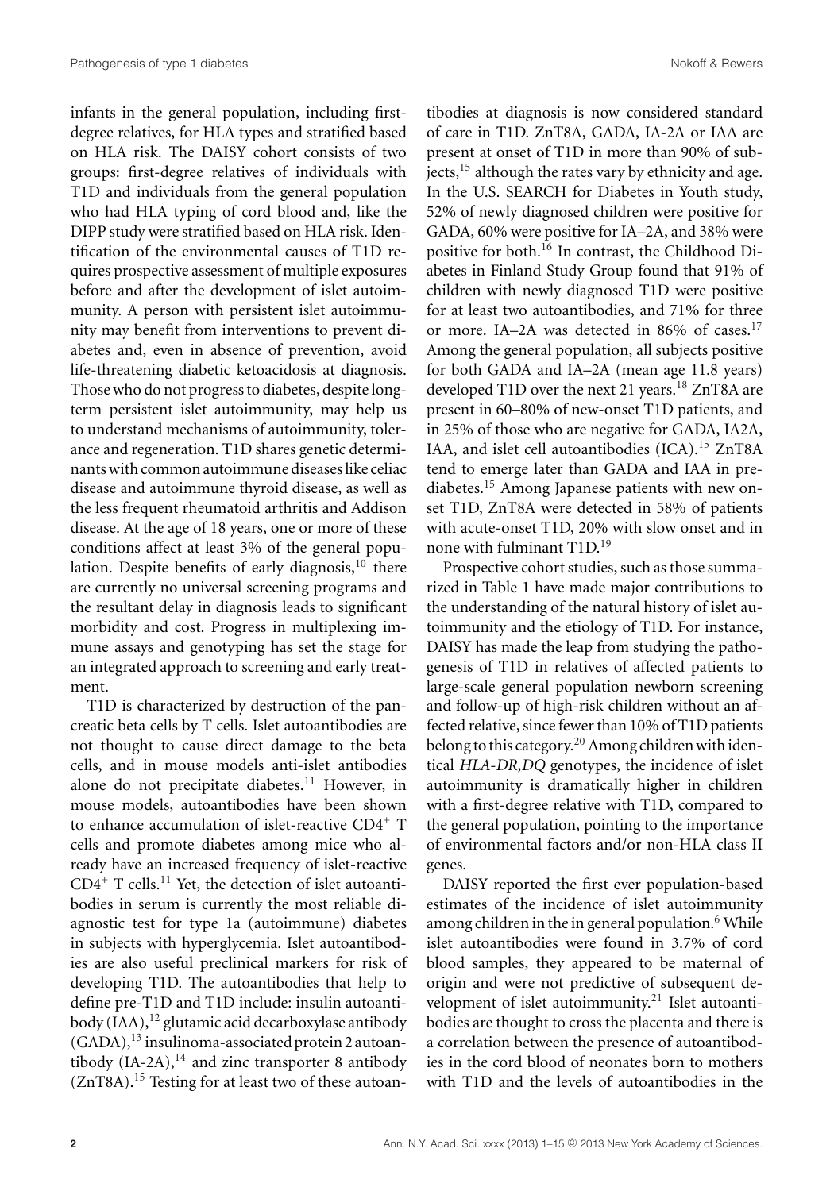infants in the general population, including first-degree relatives, for HLA types and stratified based on HLA risk. The DAISY cohort consists of two groups: first-degree relatives of individuals with T1D and individuals from the general population who had HLA typing of cord blood and, like the DIPP study were stratified based on HLA risk. Identification of the environmental causes of T1D requires prospective assessment of multiple exposures before and after the development of islet autoimmunity. A person with persistent islet autoimmunity may benefit from interventions to prevent diabetes and, even in absence of prevention, avoid life-threatening diabetic ketoacidosis at diagnosis. Those who do not progress to diabetes, despite long-term persistent islet autoimmunity, may help us to understand mechanisms of autoimmunity, tolerance and regeneration. T1D shares genetic determinants with common autoimmune diseases like celiac disease and autoimmune thyroid disease, as well as the less frequent rheumatoid arthritis and Addison disease. At the age of 18 years, one or more of these conditions affect at least 3% of the general population. Despite benefits of early diagnosis,[10] there are currently no universal screening programs and the resultant delay in diagnosis leads to significant morbidity and cost. Progress in multiplexing immune assays and genotyping has set the stage for an integrated approach to screening and early treatment.

T1D is characterized by destruction of the pancreatic beta cells by T cells. Islet autoantibodies are not thought to cause direct damage to the beta cells, and in mouse models anti-islet antibodies alone do not precipitate diabetes.[11] However, in mouse models, autoantibodies have been shown to enhance accumulation of islet-reactive $CD4^+$ T cells and promote diabetes among mice who already have an increased frequency of islet-reactive $CD4^+$ T cells.[11] Yet, the detection of islet autoantibodies in serum is currently the most reliable diagnostic test for type 1a (autoimmune) diabetes in subjects with hyperglycemia. Islet autoantibodies are also useful preclinical markers for risk of developing T1D. The autoantibodies that help to define pre-T1D and T1D include: insulin autoantibody (IAA),[12] glutamic acid decarboxylase antibody (GADA),[13] insulinoma-associated protein 2 autoantibody (IA-2A),[14] and zinc transporter 8 antibody (ZnT8A).[15] Testing for at least two of these autoantibodies at diagnosis is now considered standard of care in T1D. ZnT8A, GADA, IA-2A or IAA are present at onset of T1D in more than 90% of subjects,[15] although the rates vary by ethnicity and age. In the U.S. SEARCH for Diabetes in Youth study, 52% of newly diagnosed children were positive for GADA, 60% were positive for IA–2A, and 38% were positive for both.[16] In contrast, the Childhood Diabetes in Finland Study Group found that 91% of children with newly diagnosed T1D were positive for at least two autoantibodies, and 71% for three or more. IA–2A was detected in 86% of cases.[17] Among the general population, all subjects positive for both GADA and IA–2A (mean age 11.8 years) developed T1D over the next 21 years.[18] ZnT8A are present in 60–80% of new-onset T1D patients, and in 25% of those who are negative for GADA, IA2A, IAA, and islet cell autoantibodies (ICA).[15] ZnT8A tend to emerge later than GADA and IAA in prediabetes.[15] Among Japanese patients with new onset T1D, ZnT8A were detected in 58% of patients with acute-onset T1D, 20% with slow onset and in none with fulminant T1D.[19]

Prospective cohort studies, such as those summarized in Table 1 have made major contributions to the understanding of the natural history of islet autoimmunity and the etiology of T1D. For instance, DAISY has made the leap from studying the pathogenesis of T1D in relatives of affected patients to large-scale general population newborn screening and follow-up of high-risk children without an affected relative, since fewer than 10% of T1D patients belong to this category.[20] Among children with identical *HLA-DR,DQ* genotypes, the incidence of islet autoimmunity is dramatically higher in children with a first-degree relative with T1D, compared to the general population, pointing to the importance of environmental factors and/or non-HLA class II genes.

DAISY reported the first ever population-based estimates of the incidence of islet autoimmunity among children in the in general population.[6] While islet autoantibodies were found in 3.7% of cord blood samples, they appeared to be maternal of origin and were not predictive of subsequent development of islet autoimmunity.[21] Islet autoantibodies are thought to cross the placenta and there is a correlation between the presence of autoantibodies in the cord blood of neonates born to mothers with T1D and the levels of autoantibodies in the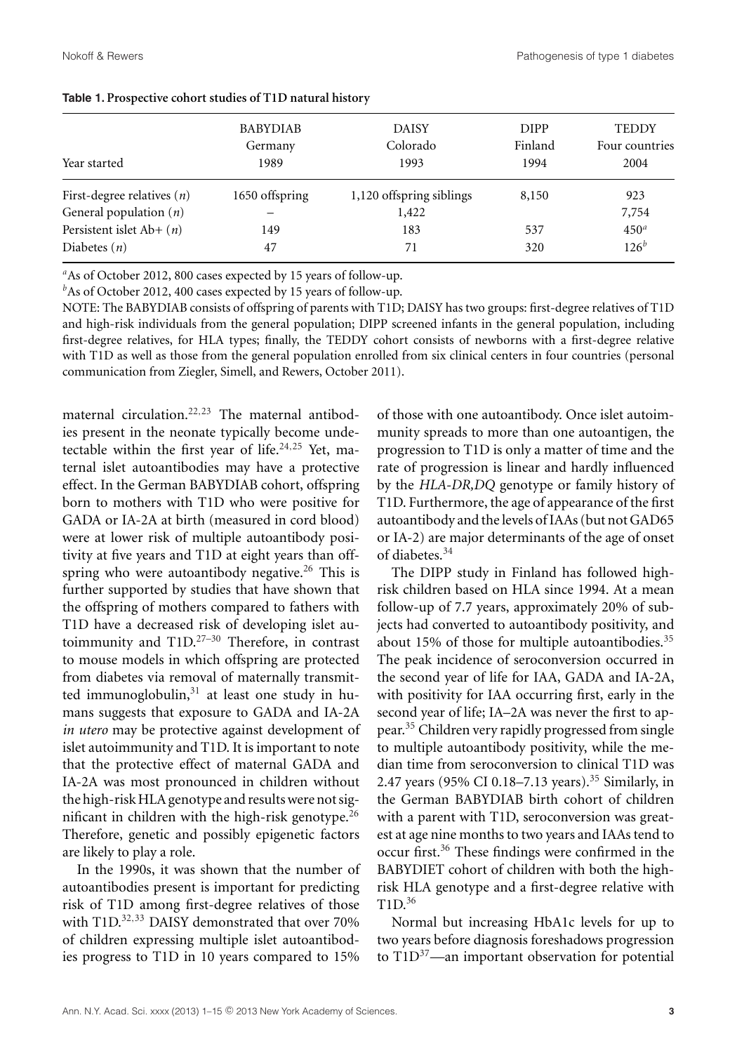**Table 1. Prospective cohort studies of T1D natural history**

| Year started | BABYDIAB Germany 1989 | DAISY Colorado 1993 | DIPP Finland 1994 | TEDDY Four countries 2004 |
|---|---|---|---|---|
| First-degree relatives ($n$) | 1650 offspring | 1,120 offspring siblings | 8,150 | 923 |
| General population ($n$) | – | 1,422 | | 7,754 |
| Persistent islet Ab+ ($n$) | 149 | 183 | 537 | 450[a] |
| Diabetes ($n$) | 47 | 71 | 320 | 126[b] |

[a]As of October 2012, 800 cases expected by 15 years of follow-up.

[b]As of October 2012, 400 cases expected by 15 years of follow-up.

NOTE: The BABYDIAB consists of offspring of parents with T1D; DAISY has two groups: first-degree relatives of T1D and high-risk individuals from the general population; DIPP screened infants in the general population, including first-degree relatives, for HLA types; finally, the TEDDY cohort consists of newborns with a first-degree relative with T1D as well as those from the general population enrolled from six clinical centers in four countries (personal communication from Ziegler, Simell, and Rewers, October 2011).

maternal circulation.[22,23] The maternal antibodies present in the neonate typically become undetectable within the first year of life.[24,25] Yet, maternal islet autoantibodies may have a protective effect. In the German BABYDIAB cohort, offspring born to mothers with T1D who were positive for GADA or IA-2A at birth (measured in cord blood) were at lower risk of multiple autoantibody positivity at five years and T1D at eight years than offspring who were autoantibody negative.[26] This is further supported by studies that have shown that the offspring of mothers compared to fathers with T1D have a decreased risk of developing islet autoimmunity and T1D.[27–30] Therefore, in contrast to mouse models in which offspring are protected from diabetes via removal of maternally transmitted immunoglobulin,[31] at least one study in humans suggests that exposure to GADA and IA-2A *in utero* may be protective against development of islet autoimmunity and T1D. It is important to note that the protective effect of maternal GADA and IA-2A was most pronounced in children without the high-risk HLA genotype and results were not significant in children with the high-risk genotype.[26] Therefore, genetic and possibly epigenetic factors are likely to play a role.

In the 1990s, it was shown that the number of autoantibodies present is important for predicting risk of T1D among first-degree relatives of those with T1D.[32,33] DAISY demonstrated that over 70% of children expressing multiple islet autoantibodies progress to T1D in 10 years compared to 15% of those with one autoantibody. Once islet autoimmunity spreads to more than one autoantigen, the progression to T1D is only a matter of time and the rate of progression is linear and hardly influenced by the *HLA-DR,DQ* genotype or family history of T1D. Furthermore, the age of appearance of the first autoantibody and the levels of IAAs (but not GAD65 or IA-2) are major determinants of the age of onset of diabetes.[34]

The DIPP study in Finland has followed high-risk children based on HLA since 1994. At a mean follow-up of 7.7 years, approximately 20% of subjects had converted to autoantibody positivity, and about 15% of those for multiple autoantibodies.[35] The peak incidence of seroconversion occurred in the second year of life for IAA, GADA and IA-2A, with positivity for IAA occurring first, early in the second year of life; IA–2A was never the first to appear.[35] Children very rapidly progressed from single to multiple autoantibody positivity, while the median time from seroconversion to clinical T1D was 2.47 years (95% CI 0.18–7.13 years).[35] Similarly, in the German BABYDIAB birth cohort of children with a parent with T1D, seroconversion was greatest at age nine months to two years and IAAs tend to occur first.[36] These findings were confirmed in the BABYDIET cohort of children with both the high-risk HLA genotype and a first-degree relative with T1D.[36]

Normal but increasing HbA1c levels for up to two years before diagnosis foreshadows progression to T1D[37]—an important observation for potential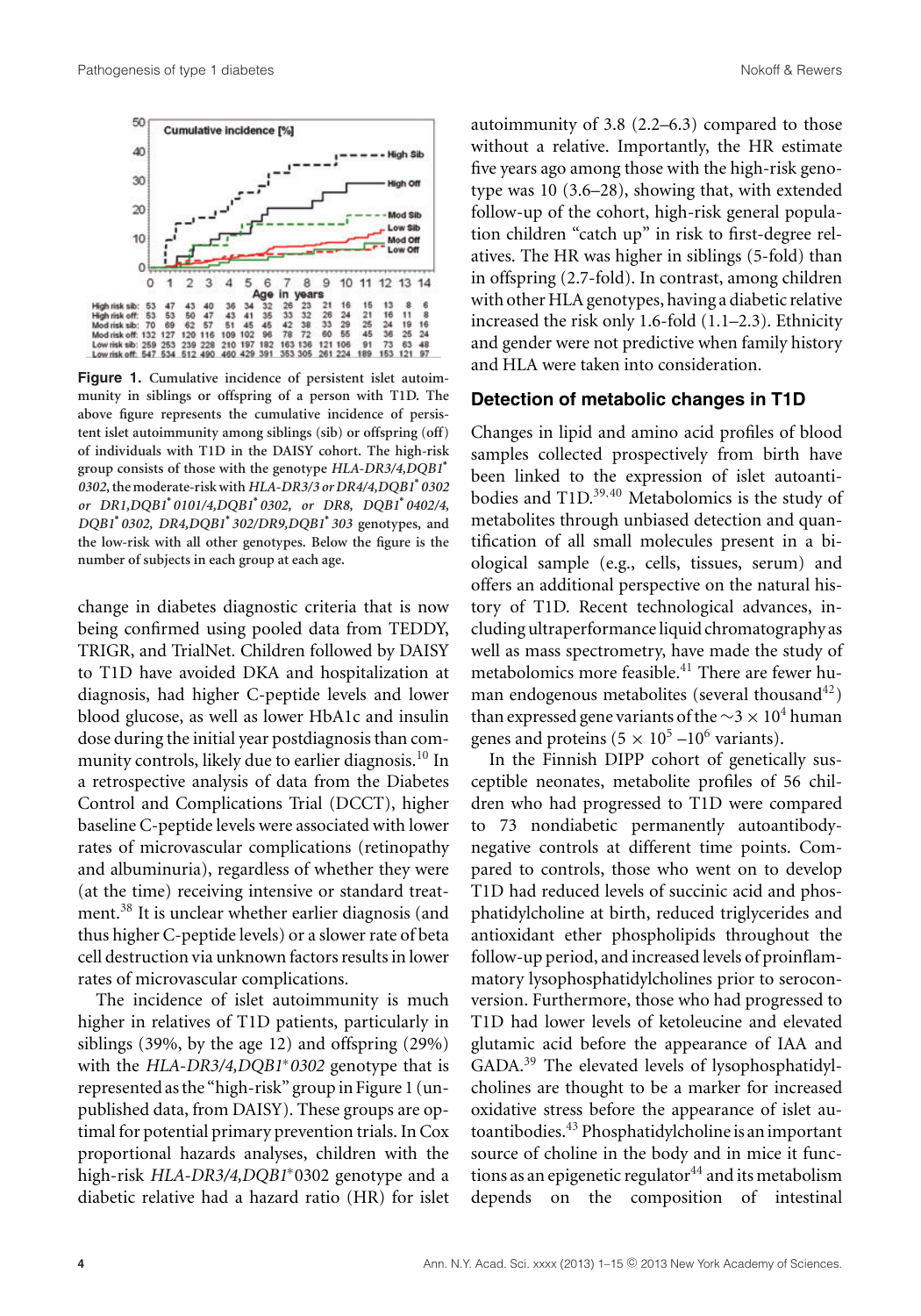Figure 1. Cumulative incidence of persistent islet autoimmunity in siblings or offspring of a person with T1D. The above figure represents the cumulative incidence of persistent islet autoimmunity among siblings (sib) or offspring (off) of individuals with T1D in the DAISY cohort. The high-risk group consists of those with the genotype *HLA-DR3/4,DQB1\* 0302*, the moderate-risk with *HLA-DR3/3 or DR4/4,DQB1\* 0302 or DR1,DQB1\* 0101/4,DQB1\* 0302, or DR8, DQB1\* 0402/4, DQB1\* 0302, DR4,DQB1\* 302/DR9,DQB1\* 303* genotypes, and the low-risk with all other genotypes. Below the figure is the number of subjects in each group at each age.

change in diabetes diagnostic criteria that is now being confirmed using pooled data from TEDDY, TRIGR, and TrialNet. Children followed by DAISY to T1D have avoided DKA and hospitalization at diagnosis, had higher C-peptide levels and lower blood glucose, as well as lower HbA1c and insulin dose during the initial year postdiagnosis than community controls, likely due to earlier diagnosis.[10] In a retrospective analysis of data from the Diabetes Control and Complications Trial (DCCT), higher baseline C-peptide levels were associated with lower rates of microvascular complications (retinopathy and albuminuria), regardless of whether they were (at the time) receiving intensive or standard treatment.[38] It is unclear whether earlier diagnosis (and thus higher C-peptide levels) or a slower rate of beta cell destruction via unknown factors results in lower rates of microvascular complications.

The incidence of islet autoimmunity is much higher in relatives of T1D patients, particularly in siblings (39%, by the age 12) and offspring (29%) with the *HLA-DR3/4,DQB1\*0302* genotype that is represented as the "high-risk" group in Figure 1 (unpublished data, from DAISY). These groups are optimal for potential primary prevention trials. In Cox proportional hazards analyses, children with the high-risk *HLA-DR3/4,DQB1\**0302 genotype and a diabetic relative had a hazard ratio (HR) for islet autoimmunity of 3.8 (2.2–6.3) compared to those without a relative. Importantly, the HR estimate five years ago among those with the high-risk genotype was 10 (3.6–28), showing that, with extended follow-up of the cohort, high-risk general population children "catch up" in risk to first-degree relatives. The HR was higher in siblings (5-fold) than in offspring (2.7-fold). In contrast, among children with other HLA genotypes, having a diabetic relative increased the risk only 1.6-fold (1.1–2.3). Ethnicity and gender were not predictive when family history and HLA were taken into consideration.

## Detection of metabolic changes in T1D

Changes in lipid and amino acid profiles of blood samples collected prospectively from birth have been linked to the expression of islet autoantibodies and T1D.[39,40] Metabolomics is the study of metabolites through unbiased detection and quantification of all small molecules present in a biological sample (e.g., cells, tissues, serum) and offers an additional perspective on the natural history of T1D. Recent technological advances, including ultraperformance liquid chromatography as well as mass spectrometry, have made the study of metabolomics more feasible.[41] There are fewer human endogenous metabolites (several thousand[42]) than expressed gene variants of the ~$3 \times 10^4$ human genes and proteins ($5 \times 10^5$ –$10^6$ variants).

In the Finnish DIPP cohort of genetically susceptible neonates, metabolite profiles of 56 children who had progressed to T1D were compared to 73 nondiabetic permanently autoantibody-negative controls at different time points. Compared to controls, those who went on to develop T1D had reduced levels of succinic acid and phosphatidylcholine at birth, reduced triglycerides and antioxidant ether phospholipids throughout the follow-up period, and increased levels of proinflammatory lysophosphatidylcholines prior to seroconversion. Furthermore, those who had progressed to T1D had lower levels of ketoleucine and elevated glutamic acid before the appearance of IAA and GADA.[39] The elevated levels of lysophosphatidylcholines are thought to be a marker for increased oxidative stress before the appearance of islet autoantibodies.[43] Phosphatidylcholine is an important source of choline in the body and in mice it functions as an epigenetic regulator[44] and its metabolism depends on the composition of intestinal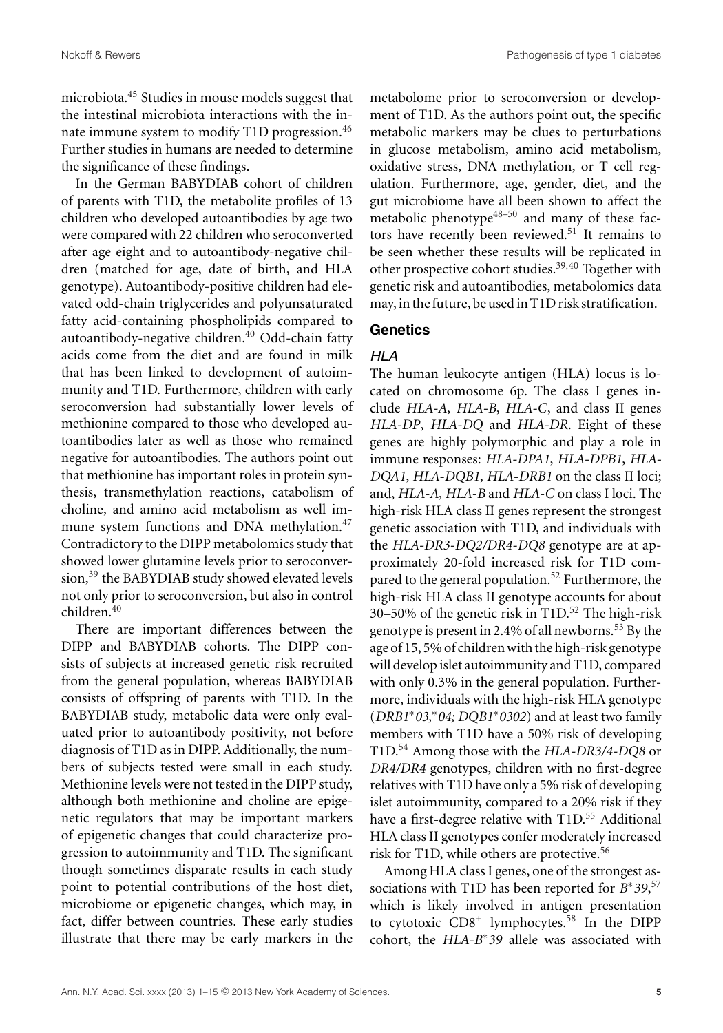microbiota.[45] Studies in mouse models suggest that the intestinal microbiota interactions with the innate immune system to modify T1D progression.[46] Further studies in humans are needed to determine the significance of these findings.

In the German BABYDIAB cohort of children of parents with T1D, the metabolite profiles of 13 children who developed autoantibodies by age two were compared with 22 children who seroconverted after age eight and to autoantibody-negative children (matched for age, date of birth, and HLA genotype). Autoantibody-positive children had elevated odd-chain triglycerides and polyunsaturated fatty acid-containing phospholipids compared to autoantibody-negative children.[40] Odd-chain fatty acids come from the diet and are found in milk that has been linked to development of autoimmunity and T1D. Furthermore, children with early seroconversion had substantially lower levels of methionine compared to those who developed autoantibodies later as well as those who remained negative for autoantibodies. The authors point out that methionine has important roles in protein synthesis, transmethylation reactions, catabolism of choline, and amino acid metabolism as well immune system functions and DNA methylation.[47] Contradictory to the DIPP metabolomics study that showed lower glutamine levels prior to seroconversion,[39] the BABYDIAB study showed elevated levels not only prior to seroconversion, but also in control children.[40]

There are important differences between the DIPP and BABYDIAB cohorts. The DIPP consists of subjects at increased genetic risk recruited from the general population, whereas BABYDIAB consists of offspring of parents with T1D. In the BABYDIAB study, metabolic data were only evaluated prior to autoantibody positivity, not before diagnosis of T1D as in DIPP. Additionally, the numbers of subjects tested were small in each study. Methionine levels were not tested in the DIPP study, although both methionine and choline are epigenetic regulators that may be important markers of epigenetic changes that could characterize progression to autoimmunity and T1D. The significant though sometimes disparate results in each study point to potential contributions of the host diet, microbiome or epigenetic changes, which may, in fact, differ between countries. These early studies illustrate that there may be early markers in the metabolome prior to seroconversion or development of T1D. As the authors point out, the specific metabolic markers may be clues to perturbations in glucose metabolism, amino acid metabolism, oxidative stress, DNA methylation, or T cell regulation. Furthermore, age, gender, diet, and the gut microbiome have all been shown to affect the metabolic phenotype[48–50] and many of these factors have recently been reviewed.[51] It remains to be seen whether these results will be replicated in other prospective cohort studies.[39,40] Together with genetic risk and autoantibodies, metabolomics data may, in the future, be used in T1D risk stratification.

## Genetics

### *HLA*

The human leukocyte antigen (HLA) locus is located on chromosome 6p. The class I genes include *HLA-A*, *HLA-B*, *HLA-C*, and class II genes *HLA-DP*, *HLA-DQ* and *HLA-DR*. Eight of these genes are highly polymorphic and play a role in immune responses: *HLA-DPA1*, *HLA-DPB1*, *HLA-DQA1*, *HLA-DQB1*, *HLA-DRB1* on the class II loci; and, *HLA-A*, *HLA-B* and *HLA-C* on class I loci. The high-risk HLA class II genes represent the strongest genetic association with T1D, and individuals with the *HLA-DR3-DQ2/DR4-DQ8* genotype are at approximately 20-fold increased risk for T1D compared to the general population.[52] Furthermore, the high-risk HLA class II genotype accounts for about 30–50% of the genetic risk in T1D.[52] The high-risk genotype is present in 2.4% of all newborns.[53] By the age of 15, 5% of children with the high-risk genotype will develop islet autoimmunity and T1D, compared with only 0.3% in the general population. Furthermore, individuals with the high-risk HLA genotype (*DRB1*\**03,*\**04; DQB1*\**0302*) and at least two family members with T1D have a 50% risk of developing T1D.[54] Among those with the *HLA-DR3/4-DQ8* or *DR4/DR4* genotypes, children with no first-degree relatives with T1D have only a 5% risk of developing islet autoimmunity, compared to a 20% risk if they have a first-degree relative with T1D.[55] Additional HLA class II genotypes confer moderately increased risk for T1D, while others are protective.[56]

Among HLA class I genes, one of the strongest associations with T1D has been reported for *B*\**39*,[57] which is likely involved in antigen presentation to cytotoxic $CD8^+$ lymphocytes.[58] In the DIPP cohort, the *HLA-B*\**39* allele was associated with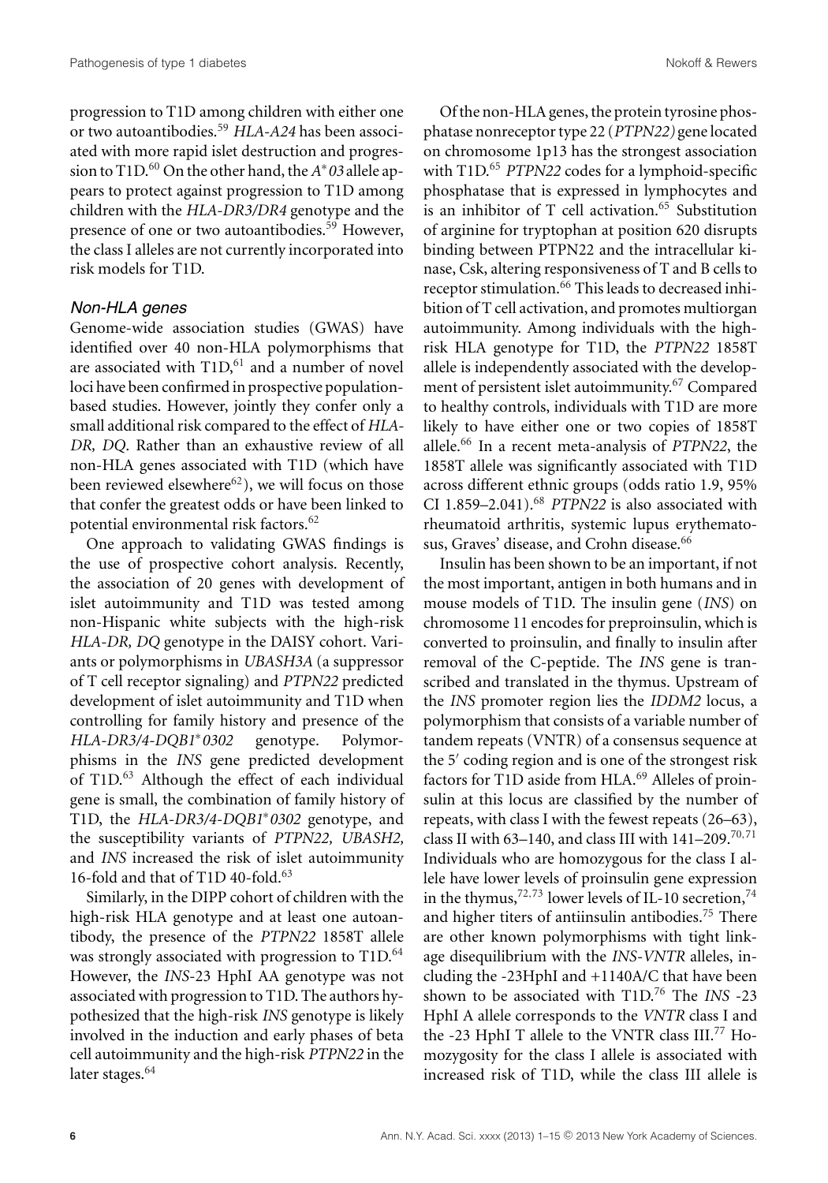progression to T1D among children with either one or two autoantibodies.[59] *HLA-A24* has been associated with more rapid islet destruction and progression to T1D.[60] On the other hand, the *A*03* allele appears to protect against progression to T1D among children with the *HLA-DR3/DR4* genotype and the presence of one or two autoantibodies.[59] However, the class I alleles are not currently incorporated into risk models for T1D.

### Non-HLA genes

Genome-wide association studies (GWAS) have identified over 40 non-HLA polymorphisms that are associated with T1D,[61] and a number of novel loci have been confirmed in prospective population-based studies. However, jointly they confer only a small additional risk compared to the effect of *HLA-DR, DQ*. Rather than an exhaustive review of all non-HLA genes associated with T1D (which have been reviewed elsewhere[62]), we will focus on those that confer the greatest odds or have been linked to potential environmental risk factors.[62]

One approach to validating GWAS findings is the use of prospective cohort analysis. Recently, the association of 20 genes with development of islet autoimmunity and T1D was tested among non-Hispanic white subjects with the high-risk *HLA-DR, DQ* genotype in the DAISY cohort. Variants or polymorphisms in *UBASH3A* (a suppressor of T cell receptor signaling) and *PTPN22* predicted development of islet autoimmunity and T1D when controlling for family history and presence of the *HLA-DR3/4-DQB1*0302* genotype. Polymorphisms in the *INS* gene predicted development of T1D.[63] Although the effect of each individual gene is small, the combination of family history of T1D, the *HLA-DR3/4-DQB1*0302* genotype, and the susceptibility variants of *PTPN22, UBASH2,* and *INS* increased the risk of islet autoimmunity 16-fold and that of T1D 40-fold.[63]

Similarly, in the DIPP cohort of children with the high-risk HLA genotype and at least one autoantibody, the presence of the *PTPN22* 1858T allele was strongly associated with progression to T1D.[64] However, the *INS*-23 HphI AA genotype was not associated with progression to T1D. The authors hypothesized that the high-risk *INS* genotype is likely involved in the induction and early phases of beta cell autoimmunity and the high-risk *PTPN22* in the later stages.[64]

Of the non-HLA genes, the protein tyrosine phosphatase nonreceptor type 22 (*PTPN22*) gene located on chromosome 1p13 has the strongest association with T1D.[65] *PTPN22* codes for a lymphoid-specific phosphatase that is expressed in lymphocytes and is an inhibitor of T cell activation.[65] Substitution of arginine for tryptophan at position 620 disrupts binding between PTPN22 and the intracellular kinase, Csk, altering responsiveness of T and B cells to receptor stimulation.[66] This leads to decreased inhibition of T cell activation, and promotes multiorgan autoimmunity. Among individuals with the high-risk HLA genotype for T1D, the *PTPN22* 1858T allele is independently associated with the development of persistent islet autoimmunity.[67] Compared to healthy controls, individuals with T1D are more likely to have either one or two copies of 1858T allele.[66] In a recent meta-analysis of *PTPN22*, the 1858T allele was significantly associated with T1D across different ethnic groups (odds ratio 1.9, 95% CI 1.859–2.041).[68] *PTPN22* is also associated with rheumatoid arthritis, systemic lupus erythematosus, Graves' disease, and Crohn disease.[66]

Insulin has been shown to be an important, if not the most important, antigen in both humans and in mouse models of T1D. The insulin gene (*INS*) on chromosome 11 encodes for preproinsulin, which is converted to proinsulin, and finally to insulin after removal of the C-peptide. The *INS* gene is transcribed and translated in the thymus. Upstream of the *INS* promoter region lies the *IDDM2* locus, a polymorphism that consists of a variable number of tandem repeats (VNTR) of a consensus sequence at the 5′ coding region and is one of the strongest risk factors for T1D aside from HLA.[69] Alleles of proinsulin at this locus are classified by the number of repeats, with class I with the fewest repeats (26–63), class II with 63–140, and class III with 141–209.[70,71] Individuals who are homozygous for the class I allele have lower levels of proinsulin gene expression in the thymus,[72,73] lower levels of IL-10 secretion,[74] and higher titers of antiinsulin antibodies.[75] There are other known polymorphisms with tight linkage disequilibrium with the *INS-VNTR* alleles, including the -23HphI and +1140A/C that have been shown to be associated with T1D.[76] The *INS* -23 HphI A allele corresponds to the *VNTR* class I and the -23 HphI T allele to the VNTR class III.[77] Homozygosity for the class I allele is associated with increased risk of T1D, while the class III allele is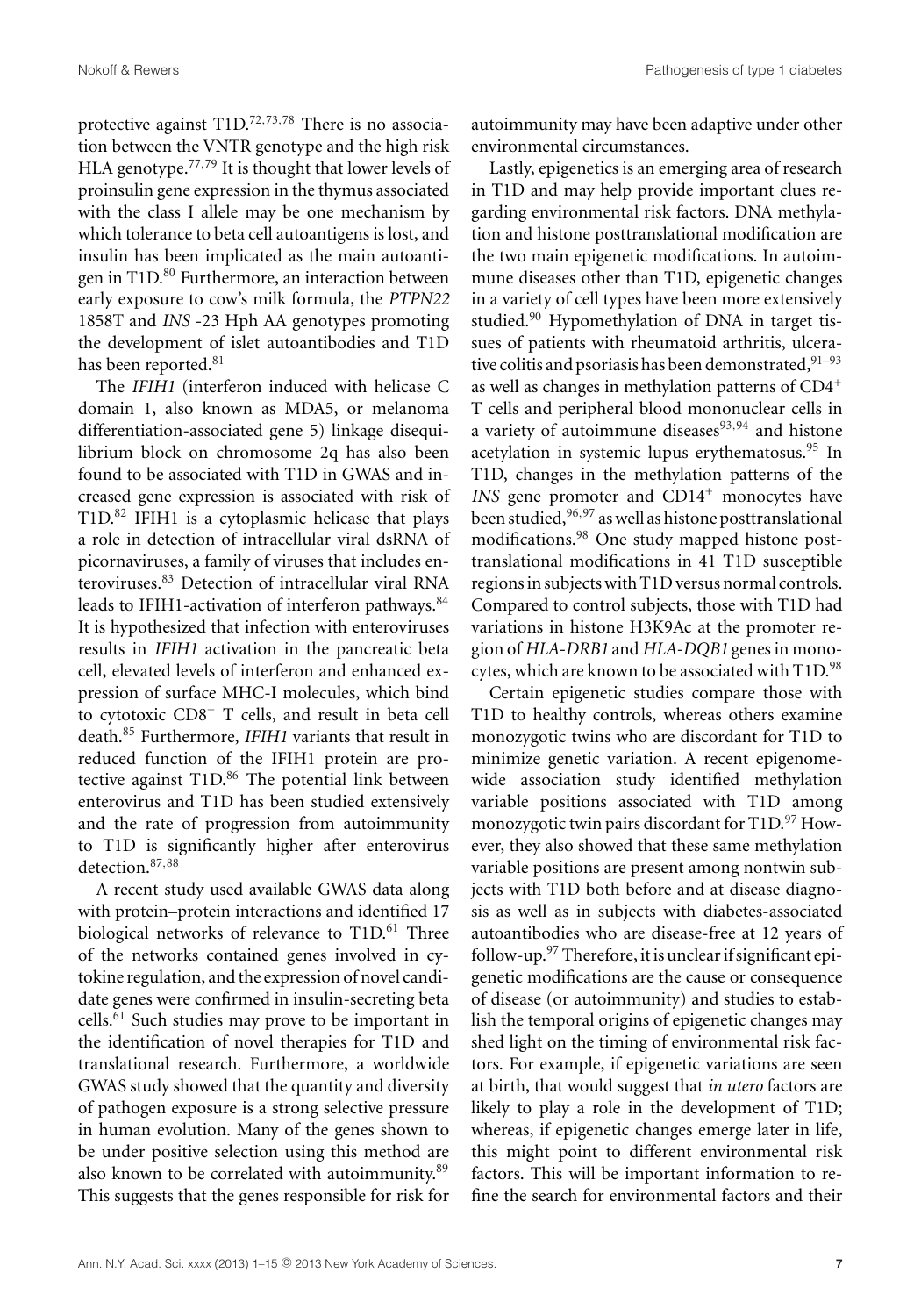protective against T1D.[72,73,78] There is no association between the VNTR genotype and the high risk HLA genotype.[77,79] It is thought that lower levels of proinsulin gene expression in the thymus associated with the class I allele may be one mechanism by which tolerance to beta cell autoantigens is lost, and insulin has been implicated as the main autoantigen in T1D.[80] Furthermore, an interaction between early exposure to cow's milk formula, the *PTPN22* 1858T and *INS* -23 Hph AA genotypes promoting the development of islet autoantibodies and T1D has been reported.[81]

The *IFIH1* (interferon induced with helicase C domain 1, also known as MDA5, or melanoma differentiation-associated gene 5) linkage disequilibrium block on chromosome 2q has also been found to be associated with T1D in GWAS and increased gene expression is associated with risk of T1D.[82] IFIH1 is a cytoplasmic helicase that plays a role in detection of intracellular viral dsRNA of picornaviruses, a family of viruses that includes enteroviruses.[83] Detection of intracellular viral RNA leads to IFIH1-activation of interferon pathways.[84] It is hypothesized that infection with enteroviruses results in *IFIH1* activation in the pancreatic beta cell, elevated levels of interferon and enhanced expression of surface MHC-I molecules, which bind to cytotoxic CD8$^+$ T cells, and result in beta cell death.[85] Furthermore, *IFIH1* variants that result in reduced function of the IFIH1 protein are protective against T1D.[86] The potential link between enterovirus and T1D has been studied extensively and the rate of progression from autoimmunity to T1D is significantly higher after enterovirus detection.[87,88]

A recent study used available GWAS data along with protein–protein interactions and identified 17 biological networks of relevance to T1D.[61] Three of the networks contained genes involved in cytokine regulation, and the expression of novel candidate genes were confirmed in insulin-secreting beta cells.[61] Such studies may prove to be important in the identification of novel therapies for T1D and translational research. Furthermore, a worldwide GWAS study showed that the quantity and diversity of pathogen exposure is a strong selective pressure in human evolution. Many of the genes shown to be under positive selection using this method are also known to be correlated with autoimmunity.[89] This suggests that the genes responsible for risk for autoimmunity may have been adaptive under other environmental circumstances.

Lastly, epigenetics is an emerging area of research in T1D and may help provide important clues regarding environmental risk factors. DNA methylation and histone posttranslational modification are the two main epigenetic modifications. In autoimmune diseases other than T1D, epigenetic changes in a variety of cell types have been more extensively studied.[90] Hypomethylation of DNA in target tissues of patients with rheumatoid arthritis, ulcerative colitis and psoriasis has been demonstrated,[91–93] as well as changes in methylation patterns of CD4$^+$ T cells and peripheral blood mononuclear cells in a variety of autoimmune diseases[93,94] and histone acetylation in systemic lupus erythematosus.[95] In T1D, changes in the methylation patterns of the *INS* gene promoter and CD14$^+$ monocytes have been studied,[96,97] as well as histone posttranslational modifications.[98] One study mapped histone posttranslational modifications in 41 T1D susceptible regions in subjects with T1D versus normal controls. Compared to control subjects, those with T1D had variations in histone H3K9Ac at the promoter region of *HLA-DRB1* and *HLA-DQB1* genes in monocytes, which are known to be associated with T1D.[98]

Certain epigenetic studies compare those with T1D to healthy controls, whereas others examine monozygotic twins who are discordant for T1D to minimize genetic variation. A recent epigenome-wide association study identified methylation variable positions associated with T1D among monozygotic twin pairs discordant for T1D.[97] However, they also showed that these same methylation variable positions are present among nontwin subjects with T1D both before and at disease diagnosis as well as in subjects with diabetes-associated autoantibodies who are disease-free at 12 years of follow-up.[97] Therefore, it is unclear if significant epigenetic modifications are the cause or consequence of disease (or autoimmunity) and studies to establish the temporal origins of epigenetic changes may shed light on the timing of environmental risk factors. For example, if epigenetic variations are seen at birth, that would suggest that *in utero* factors are likely to play a role in the development of T1D; whereas, if epigenetic changes emerge later in life, this might point to different environmental risk factors. This will be important information to refine the search for environmental factors and their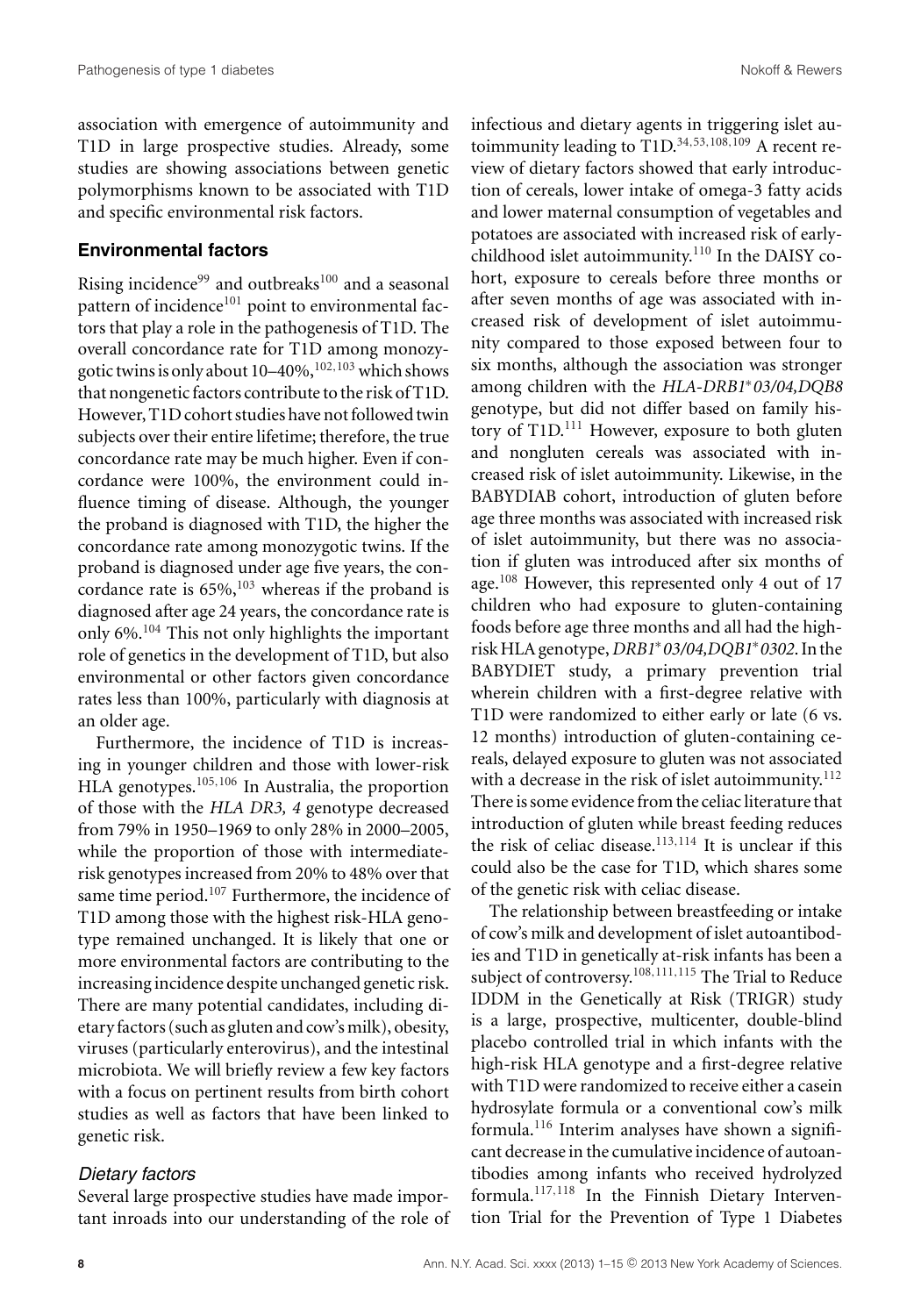association with emergence of autoimmunity and T1D in large prospective studies. Already, some studies are showing associations between genetic polymorphisms known to be associated with T1D and specific environmental risk factors.

## Environmental factors

Rising incidence[99] and outbreaks[100] and a seasonal pattern of incidence[101] point to environmental factors that play a role in the pathogenesis of T1D. The overall concordance rate for T1D among monozygotic twins is only about 10–40%,[102,103] which shows that nongenetic factors contribute to the risk of T1D. However, T1D cohort studies have not followed twin subjects over their entire lifetime; therefore, the true concordance rate may be much higher. Even if concordance were 100%, the environment could influence timing of disease. Although, the younger the proband is diagnosed with T1D, the higher the concordance rate among monozygotic twins. If the proband is diagnosed under age five years, the concordance rate is 65%,[103] whereas if the proband is diagnosed after age 24 years, the concordance rate is only 6%.[104] This not only highlights the important role of genetics in the development of T1D, but also environmental or other factors given concordance rates less than 100%, particularly with diagnosis at an older age.

Furthermore, the incidence of T1D is increasing in younger children and those with lower-risk HLA genotypes.[105,106] In Australia, the proportion of those with the *HLA DR3, 4* genotype decreased from 79% in 1950–1969 to only 28% in 2000–2005, while the proportion of those with intermediate-risk genotypes increased from 20% to 48% over that same time period.[107] Furthermore, the incidence of T1D among those with the highest risk-HLA genotype remained unchanged. It is likely that one or more environmental factors are contributing to the increasing incidence despite unchanged genetic risk. There are many potential candidates, including dietary factors (such as gluten and cow's milk), obesity, viruses (particularly enterovirus), and the intestinal microbiota. We will briefly review a few key factors with a focus on pertinent results from birth cohort studies as well as factors that have been linked to genetic risk.

### *Dietary factors*

Several large prospective studies have made important inroads into our understanding of the role of infectious and dietary agents in triggering islet autoimmunity leading to T1D.[34,53,108,109] A recent review of dietary factors showed that early introduction of cereals, lower intake of omega-3 fatty acids and lower maternal consumption of vegetables and potatoes are associated with increased risk of early-childhood islet autoimmunity.[110] In the DAISY cohort, exposure to cereals before three months or after seven months of age was associated with increased risk of development of islet autoimmunity compared to those exposed between four to six months, although the association was stronger among children with the *HLA-DRB1\*03/04,DQB8* genotype, but did not differ based on family history of T1D.[111] However, exposure to both gluten and nongluten cereals was associated with increased risk of islet autoimmunity. Likewise, in the BABYDIAB cohort, introduction of gluten before age three months was associated with increased risk of islet autoimmunity, but there was no association if gluten was introduced after six months of age.[108] However, this represented only 4 out of 17 children who had exposure to gluten-containing foods before age three months and all had the high-risk HLA genotype, *DRB1\*03/04,DQB1\*0302*. In the BABYDIET study, a primary prevention trial wherein children with a first-degree relative with T1D were randomized to either early or late (6 vs. 12 months) introduction of gluten-containing cereals, delayed exposure to gluten was not associated with a decrease in the risk of islet autoimmunity.[112] There is some evidence from the celiac literature that introduction of gluten while breast feeding reduces the risk of celiac disease.[113,114] It is unclear if this could also be the case for T1D, which shares some of the genetic risk with celiac disease.

The relationship between breastfeeding or intake of cow's milk and development of islet autoantibodies and T1D in genetically at-risk infants has been a subject of controversy.[108,111,115] The Trial to Reduce IDDM in the Genetically at Risk (TRIGR) study is a large, prospective, multicenter, double-blind placebo controlled trial in which infants with the high-risk HLA genotype and a first-degree relative with T1D were randomized to receive either a casein hydrosylate formula or a conventional cow's milk formula.[116] Interim analyses have shown a significant decrease in the cumulative incidence of autoantibodies among infants who received hydrolyzed formula.[117,118] In the Finnish Dietary Intervention Trial for the Prevention of Type 1 Diabetes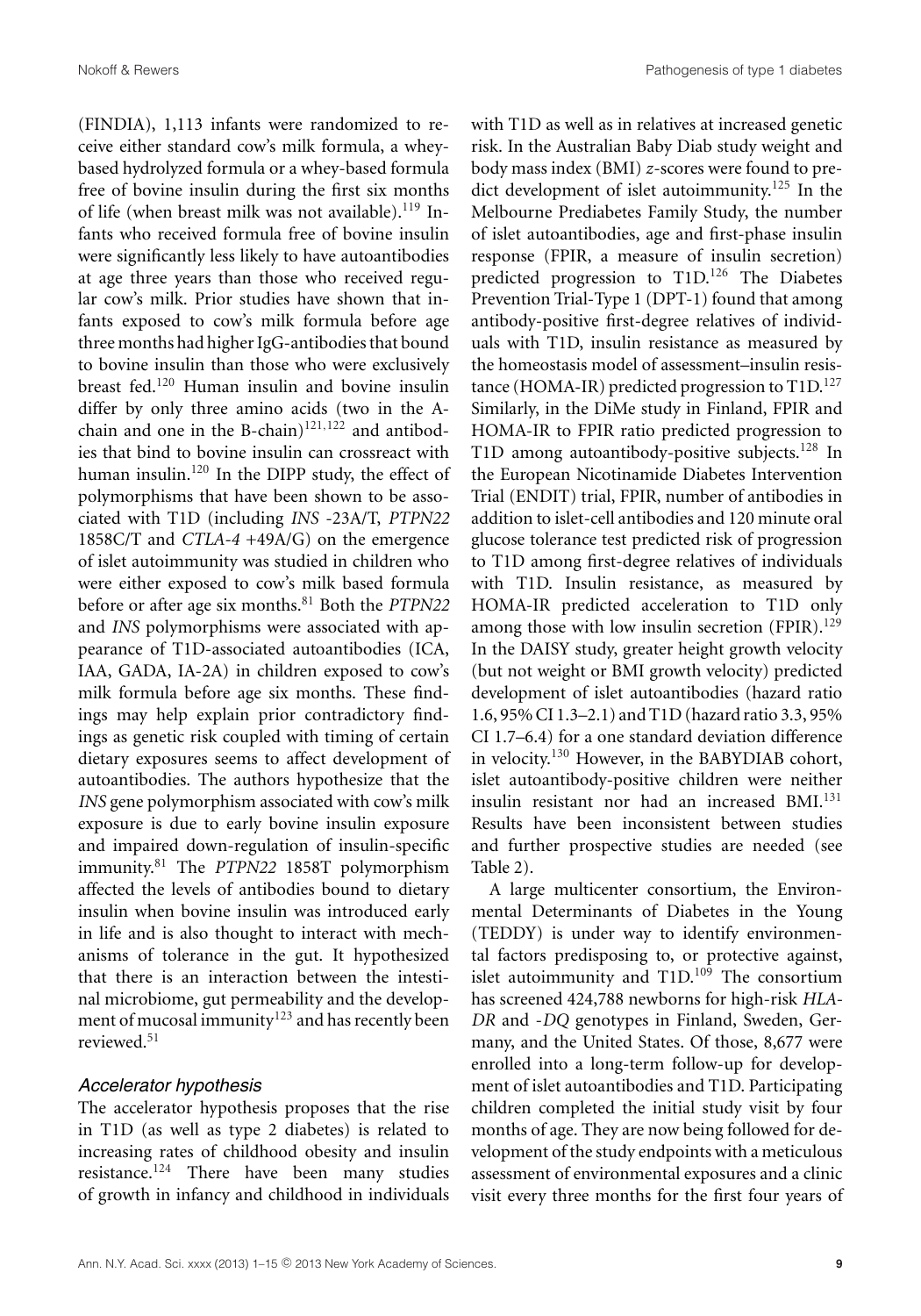(FINDIA), 1,113 infants were randomized to receive either standard cow's milk formula, a whey-based hydrolyzed formula or a whey-based formula free of bovine insulin during the first six months of life (when breast milk was not available).[119] Infants who received formula free of bovine insulin were significantly less likely to have autoantibodies at age three years than those who received regular cow's milk. Prior studies have shown that infants exposed to cow's milk formula before age three months had higher IgG-antibodies that bound to bovine insulin than those who were exclusively breast fed.[120] Human insulin and bovine insulin differ by only three amino acids (two in the A-chain and one in the B-chain)[121,122] and antibodies that bind to bovine insulin can crossreact with human insulin.[120] In the DIPP study, the effect of polymorphisms that have been shown to be associated with T1D (including *INS* -23A/T, *PTPN22* 1858C/T and *CTLA-4* +49A/G) on the emergence of islet autoimmunity was studied in children who were either exposed to cow's milk based formula before or after age six months.[81] Both the *PTPN22* and *INS* polymorphisms were associated with appearance of T1D-associated autoantibodies (ICA, IAA, GADA, IA-2A) in children exposed to cow's milk formula before age six months. These findings may help explain prior contradictory findings as genetic risk coupled with timing of certain dietary exposures seems to affect development of autoantibodies. The authors hypothesize that the *INS* gene polymorphism associated with cow's milk exposure is due to early bovine insulin exposure and impaired down-regulation of insulin-specific immunity.[81] The *PTPN22* 1858T polymorphism affected the levels of antibodies bound to dietary insulin when bovine insulin was introduced early in life and is also thought to interact with mechanisms of tolerance in the gut. It hypothesized that there is an interaction between the intestinal microbiome, gut permeability and the development of mucosal immunity[123] and has recently been reviewed.[51]

### *Accelerator hypothesis*

The accelerator hypothesis proposes that the rise in T1D (as well as type 2 diabetes) is related to increasing rates of childhood obesity and insulin resistance.[124] There have been many studies of growth in infancy and childhood in individuals with T1D as well as in relatives at increased genetic risk. In the Australian Baby Diab study weight and body mass index (BMI) *z*-scores were found to predict development of islet autoimmunity.[125] In the Melbourne Prediabetes Family Study, the number of islet autoantibodies, age and first-phase insulin response (FPIR, a measure of insulin secretion) predicted progression to T1D.[126] The Diabetes Prevention Trial-Type 1 (DPT-1) found that among antibody-positive first-degree relatives of individuals with T1D, insulin resistance as measured by the homeostasis model of assessment–insulin resistance (HOMA-IR) predicted progression to T1D.[127] Similarly, in the DiMe study in Finland, FPIR and HOMA-IR to FPIR ratio predicted progression to T1D among autoantibody-positive subjects.[128] In the European Nicotinamide Diabetes Intervention Trial (ENDIT) trial, FPIR, number of antibodies in addition to islet-cell antibodies and 120 minute oral glucose tolerance test predicted risk of progression to T1D among first-degree relatives of individuals with T1D. Insulin resistance, as measured by HOMA-IR predicted acceleration to T1D only among those with low insulin secretion (FPIR).[129] In the DAISY study, greater height growth velocity (but not weight or BMI growth velocity) predicted development of islet autoantibodies (hazard ratio 1.6, 95% CI 1.3–2.1) and T1D (hazard ratio 3.3, 95% CI 1.7–6.4) for a one standard deviation difference in velocity.[130] However, in the BABYDIAB cohort, islet autoantibody-positive children were neither insulin resistant nor had an increased BMI.[131] Results have been inconsistent between studies and further prospective studies are needed (see Table 2).

A large multicenter consortium, the Environmental Determinants of Diabetes in the Young (TEDDY) is under way to identify environmental factors predisposing to, or protective against, islet autoimmunity and T1D.[109] The consortium has screened 424,788 newborns for high-risk *HLA-DR* and *-DQ* genotypes in Finland, Sweden, Germany, and the United States. Of those, 8,677 were enrolled into a long-term follow-up for development of islet autoantibodies and T1D. Participating children completed the initial study visit by four months of age. They are now being followed for development of the study endpoints with a meticulous assessment of environmental exposures and a clinic visit every three months for the first four years of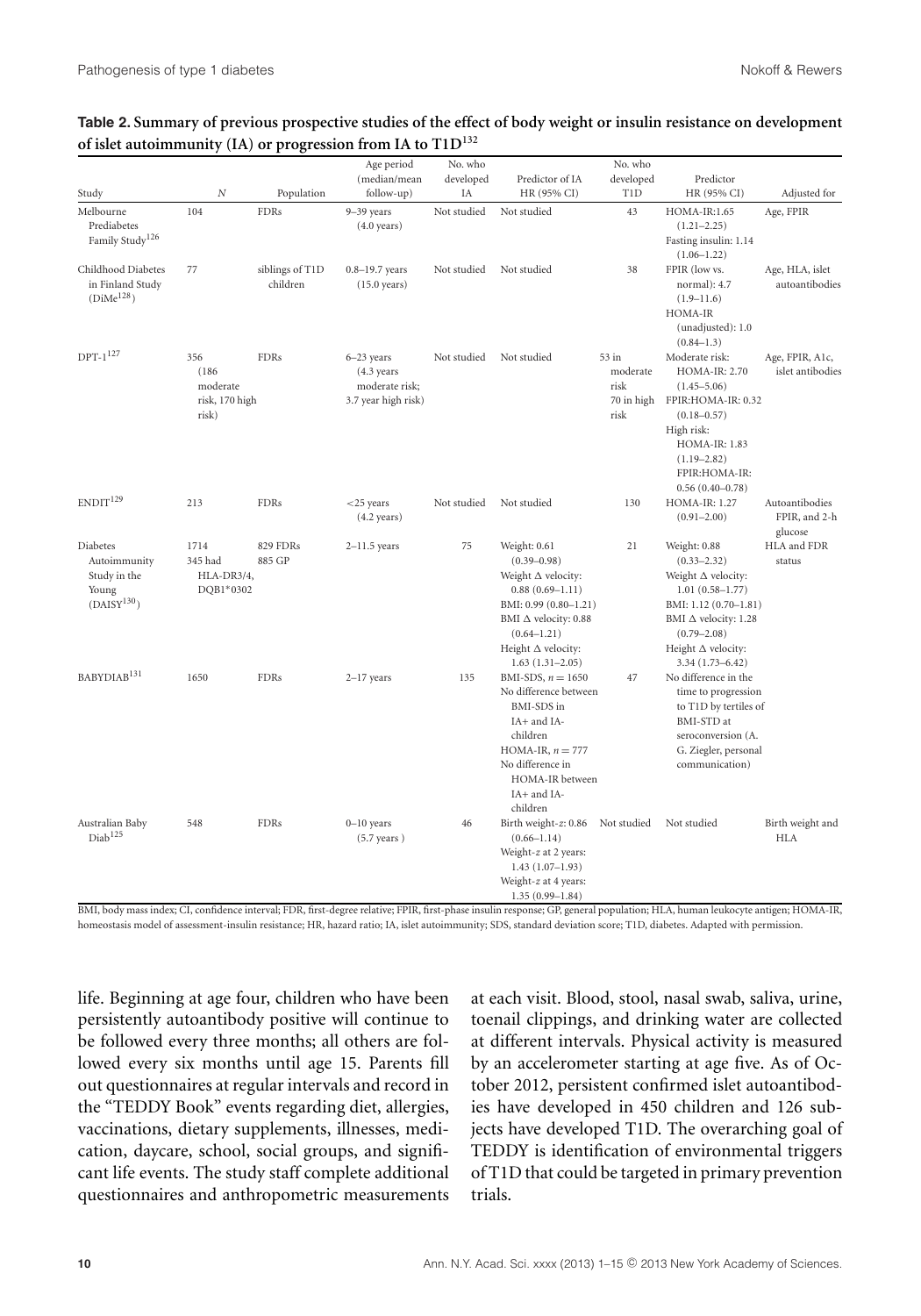**Table 2. Summary of previous prospective studies of the effect of body weight or insulin resistance on development of islet autoimmunity (IA) or progression from IA to T1D[132]**

| Study | N | Population | Age period (median/mean follow-up) | No. who developed IA | Predictor of IA HR (95% CI) | No. who developed T1D | Predictor HR (95% CI) | Adjusted for |
|---|---|---|---|---|---|---|---|---|
| Melbourne Prediabetes Family Study[126] | 104 | FDRs | 9–39 years (4.0 years) | Not studied | Not studied | 43 | HOMA-IR:1.65 (1.21–2.25) Fasting insulin: 1.14 (1.06–1.22) | Age, FPIR |
| Childhood Diabetes in Finland Study (DiMe[128]) | 77 | siblings of T1D children | 0.8–19.7 years (15.0 years) | Not studied | Not studied | 38 | FPIR (low vs. normal): 4.7 (1.9–11.6) HOMA-IR (unadjusted): 1.0 (0.84–1.3) | Age, HLA, islet autoantibodies |
| DPT-1[127] | 356 (186 moderate risk, 170 high risk) | FDRs | 6–23 years (4.3 years moderate risk; 3.7 year high risk) | Not studied | Not studied | 53 in moderate risk 70 in high risk | Moderate risk: HOMA-IR: 2.70 (1.45–5.06) FPIR:HOMA-IR: 0.32 (0.18–0.57) High risk: HOMA-IR: 1.83 (1.19–2.82) FPIR:HOMA-IR: 0.56 (0.40–0.78) | Age, FPIR, A1c, islet antibodies |
| ENDIT[129] | 213 | FDRs | <25 years (4.2 years) | Not studied | Not studied | 130 | HOMA-IR: 1.27 (0.91–2.00) | Autoantibodies FPIR, and 2-h glucose |
| Diabetes Autoimmunity Study in the Young (DAISY[130]) | 1714 345 had HLA-DR3/4, DQB1*0302 | 829 FDRs 885 GP | 2–11.5 years | 75 | Weight: 0.61 (0.39–0.98) Weight Δ velocity: 0.88 (0.69–1.11) BMI: 0.99 (0.80–1.21) BMI Δ velocity: 0.88 (0.64–1.21) Height Δ velocity: 1.63 (1.31–2.05) | 21 | Weight: 0.88 (0.33–2.32) Weight Δ velocity: 1.01 (0.58–1.77) BMI: 1.12 (0.70–1.81) BMI Δ velocity: 1.28 (0.79–2.08) Height Δ velocity: 3.34 (1.73–6.42) | HLA and FDR status |
| BABYDIAB[131] | 1650 | FDRs | 2–17 years | 135 | BMI-SDS, $n = 1650$ No difference between BMI-SDS in IA+ and IA- children HOMA-IR, $n = 777$ No difference in HOMA-IR between IA+ and IA- children | 47 | No difference in the time to progression to T1D by tertiles of BMI-STD at seroconversion (A. Ziegler, personal communication) | |
| Australian Baby Diab[125] | 548 | FDRs | 0–10 years (5.7 years ) | 46 | Birth weight-*z*: 0.86 (0.66–1.14) Weight-*z* at 2 years: 1.43 (1.07–1.93) Weight-*z* at 4 years: 1.35 (0.99–1.84) | Not studied | Not studied | Birth weight and HLA |

BMI, body mass index; CI, confidence interval; FDR, first-degree relative; FPIR, first-phase insulin response; GP, general population; HLA, human leukocyte antigen; HOMA-IR, homeostasis model of assessment-insulin resistance; HR, hazard ratio; IA, islet autoimmunity; SDS, standard deviation score; T1D, diabetes. Adapted with permission.

life. Beginning at age four, children who have been persistently autoantibody positive will continue to be followed every three months; all others are followed every six months until age 15. Parents fill out questionnaires at regular intervals and record in the "TEDDY Book" events regarding diet, allergies, vaccinations, dietary supplements, illnesses, medication, daycare, school, social groups, and significant life events. The study staff complete additional questionnaires and anthropometric measurements at each visit. Blood, stool, nasal swab, saliva, urine, toenail clippings, and drinking water are collected at different intervals. Physical activity is measured by an accelerometer starting at age five. As of October 2012, persistent confirmed islet autoantibodies have developed in 450 children and 126 subjects have developed T1D. The overarching goal of TEDDY is identification of environmental triggers of T1D that could be targeted in primary prevention trials.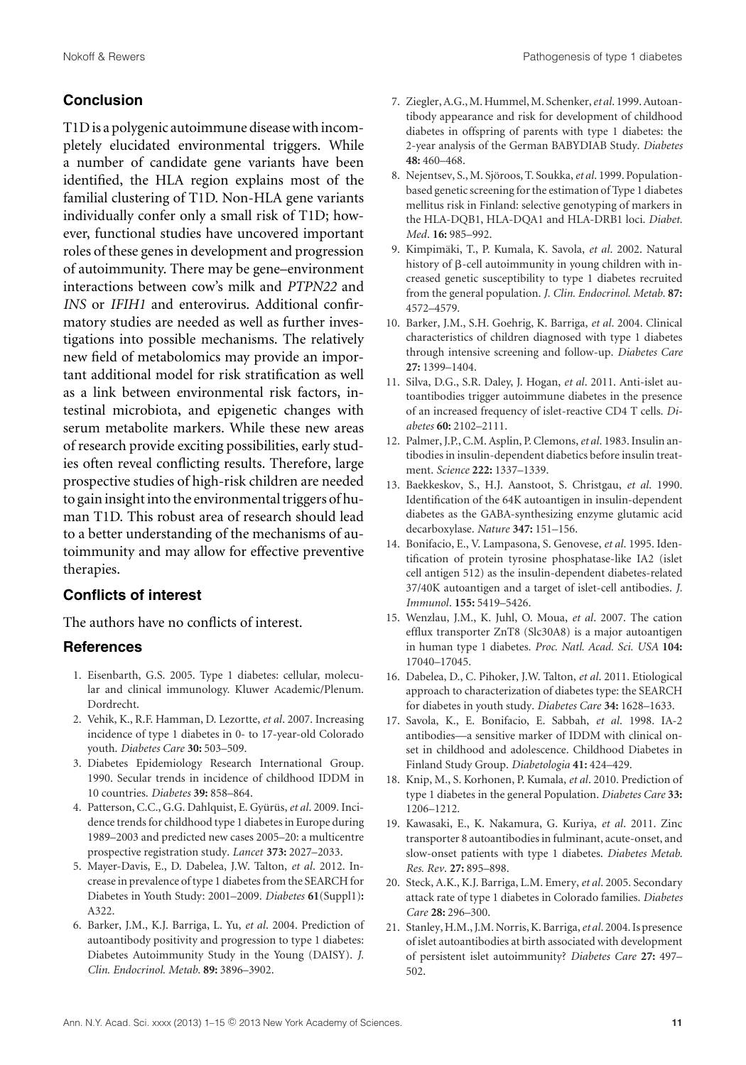## Conclusion

T1D is a polygenic autoimmune disease with incompletely elucidated environmental triggers. While a number of candidate gene variants have been identified, the HLA region explains most of the familial clustering of T1D. Non-HLA gene variants individually confer only a small risk of T1D; however, functional studies have uncovered important roles of these genes in development and progression of autoimmunity. There may be gene–environment interactions between cow's milk and *PTPN22* and *INS* or *IFIH1* and enterovirus. Additional confirmatory studies are needed as well as further investigations into possible mechanisms. The relatively new field of metabolomics may provide an important additional model for risk stratification as well as a link between environmental risk factors, intestinal microbiota, and epigenetic changes with serum metabolite markers. While these new areas of research provide exciting possibilities, early studies often reveal conflicting results. Therefore, large prospective studies of high-risk children are needed to gain insight into the environmental triggers of human T1D. This robust area of research should lead to a better understanding of the mechanisms of autoimmunity and may allow for effective preventive therapies.

## Conflicts of interest

The authors have no conflicts of interest.

## References

1. Eisenbarth, G.S. 2005. Type 1 diabetes: cellular, molecular and clinical immunology. Kluwer Academic/Plenum. Dordrecht.
2. Vehik, K., R.F. Hamman, D. Lezortte, *et al*. 2007. Increasing incidence of type 1 diabetes in 0- to 17-year-old Colorado youth. *Diabetes Care* **30:** 503–509.
3. Diabetes Epidemiology Research International Group. 1990. Secular trends in incidence of childhood IDDM in 10 countries. *Diabetes* **39:** 858–864.
4. Patterson, C.C., G.G. Dahlquist, E. Gyürüs, *et al*. 2009. Incidence trends for childhood type 1 diabetes in Europe during 1989–2003 and predicted new cases 2005–20: a multicentre prospective registration study. *Lancet* **373:** 2027–2033.
5. Mayer-Davis, E., D. Dabelea, J.W. Talton, *et al*. 2012. Increase in prevalence of type 1 diabetes from the SEARCH for Diabetes in Youth Study: 2001–2009. *Diabetes* **61**(Suppl1)**:** A322.
6. Barker, J.M., K.J. Barriga, L. Yu, *et al*. 2004. Prediction of autoantibody positivity and progression to type 1 diabetes: Diabetes Autoimmunity Study in the Young (DAISY). *J. Clin. Endocrinol. Metab.* **89:** 3896–3902.
7. Ziegler, A.G., M. Hummel, M. Schenker, *et al*. 1999. Autoantibody appearance and risk for development of childhood diabetes in offspring of parents with type 1 diabetes: the 2-year analysis of the German BABYDIAB Study. *Diabetes* **48:** 460–468.
8. Nejentsev, S., M. Sjöroos, T. Soukka, *et al*. 1999. Population-based genetic screening for the estimation of Type 1 diabetes mellitus risk in Finland: selective genotyping of markers in the HLA-DQB1, HLA-DQA1 and HLA-DRB1 loci. *Diabet. Med.* **16:** 985–992.
9. Kimpimäki, T., P. Kumala, K. Savola, *et al*. 2002. Natural history of β-cell autoimmunity in young children with increased genetic susceptibility to type 1 diabetes recruited from the general population. *J. Clin. Endocrinol. Metab.* **87:** 4572–4579.
10. Barker, J.M., S.H. Goehrig, K. Barriga, *et al*. 2004. Clinical characteristics of children diagnosed with type 1 diabetes through intensive screening and follow-up. *Diabetes Care* **27:** 1399–1404.
11. Silva, D.G., S.R. Daley, J. Hogan, *et al*. 2011. Anti-islet autoantibodies trigger autoimmune diabetes in the presence of an increased frequency of islet-reactive CD4 T cells. *Diabetes* **60:** 2102–2111.
12. Palmer, J.P., C.M. Asplin, P. Clemons, *et al*. 1983. Insulin antibodies in insulin-dependent diabetics before insulin treatment. *Science* **222:** 1337–1339.
13. Baekkeskov, S., H.J. Aanstoot, S. Christgau, *et al*. 1990. Identification of the 64K autoantigen in insulin-dependent diabetes as the GABA-synthesizing enzyme glutamic acid decarboxylase. *Nature* **347:** 151–156.
14. Bonifacio, E., V. Lampasona, S. Genovese, *et al*. 1995. Identification of protein tyrosine phosphatase-like IA2 (islet cell antigen 512) as the insulin-dependent diabetes-related 37/40K autoantigen and a target of islet-cell antibodies. *J. Immunol.* **155:** 5419–5426.
15. Wenzlau, J.M., K. Juhl, O. Moua, *et al*. 2007. The cation efflux transporter ZnT8 (Slc30A8) is a major autoantigen in human type 1 diabetes. *Proc. Natl. Acad. Sci. USA* **104:** 17040–17045.
16. Dabelea, D., C. Pihoker, J.W. Talton, *et al*. 2011. Etiological approach to characterization of diabetes type: the SEARCH for diabetes in youth study. *Diabetes Care* **34:** 1628–1633.
17. Savola, K., E. Bonifacio, E. Sabbah, *et al*. 1998. IA-2 antibodies—a sensitive marker of IDDM with clinical onset in childhood and adolescence. Childhood Diabetes in Finland Study Group. *Diabetologia* **41:** 424–429.
18. Knip, M., S. Korhonen, P. Kumala, *et al*. 2010. Prediction of type 1 diabetes in the general Population. *Diabetes Care* **33:** 1206–1212.
19. Kawasaki, E., K. Nakamura, G. Kuriya, *et al*. 2011. Zinc transporter 8 autoantibodies in fulminant, acute-onset, and slow-onset patients with type 1 diabetes. *Diabetes Metab. Res. Rev*. **27:** 895–898.
20. Steck, A.K., K.J. Barriga, L.M. Emery, *et al*. 2005. Secondary attack rate of type 1 diabetes in Colorado families. *Diabetes Care* **28:** 296–300.
21. Stanley, H.M., J.M. Norris, K. Barriga, *et al*. 2004. Is presence of islet autoantibodies at birth associated with development of persistent islet autoimmunity? *Diabetes Care* **27:** 497–502.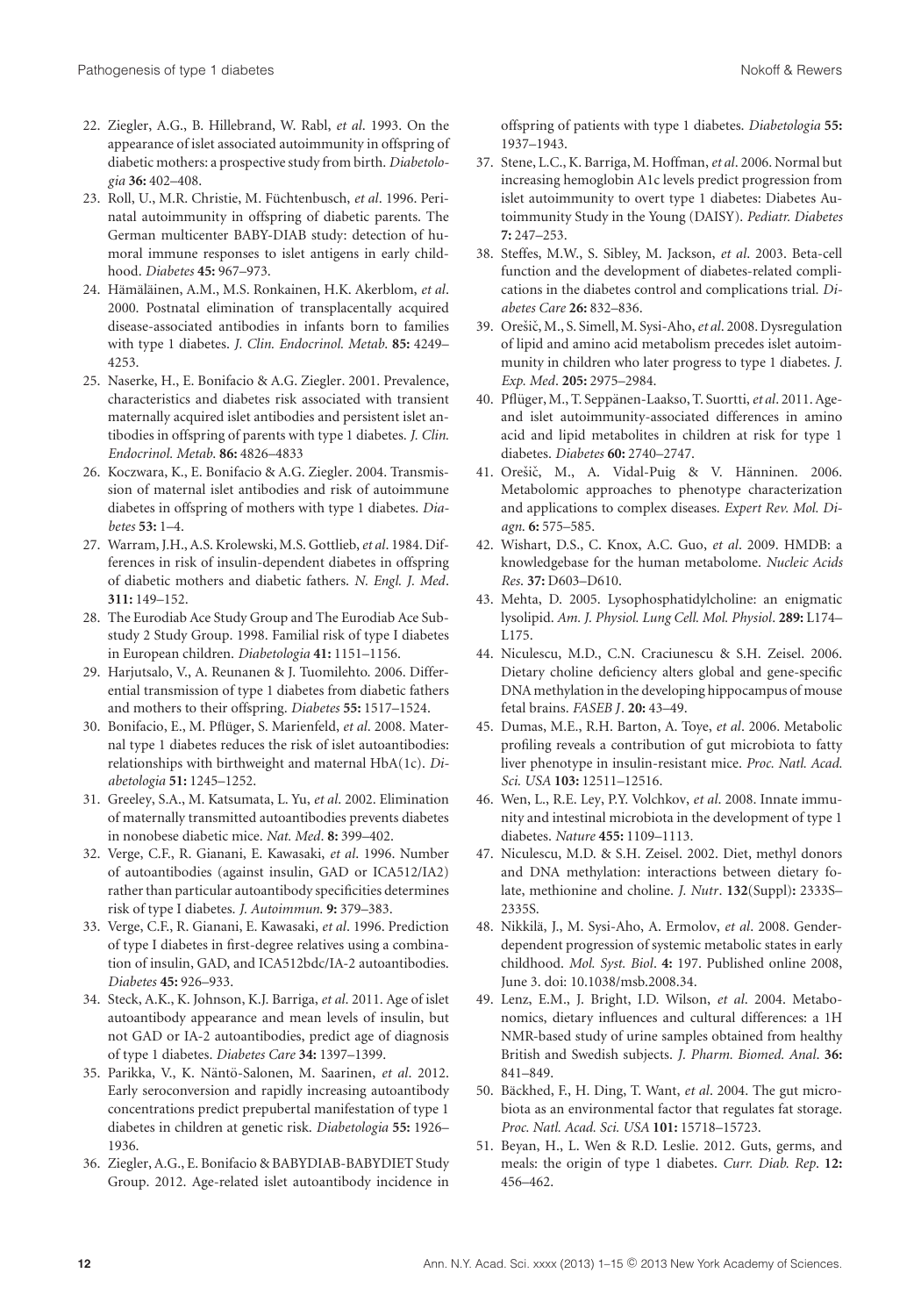22. Ziegler, A.G., B. Hillebrand, W. Rabl, *et al*. 1993. On the appearance of islet associated autoimmunity in offspring of diabetic mothers: a prospective study from birth. *Diabetologia* **36:** 402–408.
23. Roll, U., M.R. Christie, M. Füchtenbusch, *et al*. 1996. Perinatal autoimmunity in offspring of diabetic parents. The German multicenter BABY-DIAB study: detection of humoral immune responses to islet antigens in early childhood. *Diabetes* **45:** 967–973.
24. Hämäläinen, A.M., M.S. Ronkainen, H.K. Akerblom, *et al*. 2000. Postnatal elimination of transplacentally acquired disease-associated antibodies in infants born to families with type 1 diabetes. *J. Clin. Endocrinol. Metab.* **85:** 4249–4253.
25. Naserke, H., E. Bonifacio & A.G. Ziegler. 2001. Prevalence, characteristics and diabetes risk associated with transient maternally acquired islet antibodies and persistent islet antibodies in offspring of parents with type 1 diabetes. *J. Clin. Endocrinol. Metab.* **86:** 4826–4833
26. Koczwara, K., E. Bonifacio & A.G. Ziegler. 2004. Transmission of maternal islet antibodies and risk of autoimmune diabetes in offspring of mothers with type 1 diabetes. *Diabetes* **53:** 1–4.
27. Warram, J.H., A.S. Krolewski, M.S. Gottlieb, *et al*. 1984. Differences in risk of insulin-dependent diabetes in offspring of diabetic mothers and diabetic fathers. *N. Engl. J. Med*. **311:** 149–152.
28. The Eurodiab Ace Study Group and The Eurodiab Ace Substudy 2 Study Group. 1998. Familial risk of type I diabetes in European children. *Diabetologia* **41:** 1151–1156.
29. Harjutsalo, V., A. Reunanen & J. Tuomilehto. 2006. Differential transmission of type 1 diabetes from diabetic fathers and mothers to their offspring. *Diabetes* **55:** 1517–1524.
30. Bonifacio, E., M. Pflüger, S. Marienfeld, *et al*. 2008. Maternal type 1 diabetes reduces the risk of islet autoantibodies: relationships with birthweight and maternal HbA(1c). *Diabetologia* **51:** 1245–1252.
31. Greeley, S.A., M. Katsumata, L. Yu, *et al*. 2002. Elimination of maternally transmitted autoantibodies prevents diabetes in nonobese diabetic mice. *Nat. Med*. **8:** 399–402.
32. Verge, C.F., R. Gianani, E. Kawasaki, *et al*. 1996. Number of autoantibodies (against insulin, GAD or ICA512/IA2) rather than particular autoantibody specificities determines risk of type I diabetes. *J. Autoimmun.* **9:** 379–383.
33. Verge, C.F., R. Gianani, E. Kawasaki, *et al*. 1996. Prediction of type I diabetes in first-degree relatives using a combination of insulin, GAD, and ICA512bdc/IA-2 autoantibodies. *Diabetes* **45:** 926–933.
34. Steck, A.K., K. Johnson, K.J. Barriga, *et al*. 2011. Age of islet autoantibody appearance and mean levels of insulin, but not GAD or IA-2 autoantibodies, predict age of diagnosis of type 1 diabetes. *Diabetes Care* **34:** 1397–1399.
35. Parikka, V., K. Näntö-Salonen, M. Saarinen, *et al*. 2012. Early seroconversion and rapidly increasing autoantibody concentrations predict prepubertal manifestation of type 1 diabetes in children at genetic risk. *Diabetologia* **55:** 1926–1936.
36. Ziegler, A.G., E. Bonifacio & BABYDIAB-BABYDIET Study Group. 2012. Age-related islet autoantibody incidence in offspring of patients with type 1 diabetes. *Diabetologia* **55:** 1937–1943.
37. Stene, L.C., K. Barriga, M. Hoffman, *et al*. 2006. Normal but increasing hemoglobin A1c levels predict progression from islet autoimmunity to overt type 1 diabetes: Diabetes Autoimmunity Study in the Young (DAISY). *Pediatr. Diabetes* **7:** 247–253.
38. Steffes, M.W., S. Sibley, M. Jackson, *et al*. 2003. Beta-cell function and the development of diabetes-related complications in the diabetes control and complications trial. *Diabetes Care* **26:** 832–836.
39. Orešič, M., S. Simell, M. Sysi-Aho, *et al*. 2008. Dysregulation of lipid and amino acid metabolism precedes islet autoimmunity in children who later progress to type 1 diabetes. *J. Exp. Med*. **205:** 2975–2984.
40. Pflüger, M., T. Seppänen-Laakso, T. Suortti, *et al*. 2011. Age- and islet autoimmunity-associated differences in amino acid and lipid metabolites in children at risk for type 1 diabetes. *Diabetes* **60:** 2740–2747.
41. Orešič, M., A. Vidal-Puig & V. Hänninen. 2006. Metabolomic approaches to phenotype characterization and applications to complex diseases. *Expert Rev. Mol. Diagn.* **6:** 575–585.
42. Wishart, D.S., C. Knox, A.C. Guo, *et al*. 2009. HMDB: a knowledgebase for the human metabolome. *Nucleic Acids Res*. **37:** D603–D610.
43. Mehta, D. 2005. Lysophosphatidylcholine: an enigmatic lysolipid. *Am. J. Physiol. Lung Cell. Mol. Physiol*. **289:** L174–L175.
44. Niculescu, M.D., C.N. Craciunescu & S.H. Zeisel. 2006. Dietary choline deficiency alters global and gene-specific DNA methylation in the developing hippocampus of mouse fetal brains. *FASEB J*. **20:** 43–49.
45. Dumas, M.E., R.H. Barton, A. Toye, *et al*. 2006. Metabolic profiling reveals a contribution of gut microbiota to fatty liver phenotype in insulin-resistant mice. *Proc. Natl. Acad. Sci. USA* **103:** 12511–12516.
46. Wen, L., R.E. Ley, P.Y. Volchkov, *et al*. 2008. Innate immunity and intestinal microbiota in the development of type 1 diabetes. *Nature* **455:** 1109–1113.
47. Niculescu, M.D. & S.H. Zeisel. 2002. Diet, methyl donors and DNA methylation: interactions between dietary folate, methionine and choline. *J. Nutr*. **132**(Suppl)**:** 2333S–2335S.
48. Nikkilä, J., M. Sysi-Aho, A. Ermolov, *et al*. 2008. Gender-dependent progression of systemic metabolic states in early childhood. *Mol. Syst. Biol*. **4:** 197. Published online 2008, June 3. doi: 10.1038/msb.2008.34.
49. Lenz, E.M., J. Bright, I.D. Wilson, *et al*. 2004. Metabonomics, dietary influences and cultural differences: a 1H NMR-based study of urine samples obtained from healthy British and Swedish subjects. *J. Pharm. Biomed. Anal*. **36:** 841–849.
50. Bäckhed, F., H. Ding, T. Want, *et al*. 2004. The gut microbiota as an environmental factor that regulates fat storage. *Proc. Natl. Acad. Sci. USA* **101:** 15718–15723.
51. Beyan, H., L. Wen & R.D. Leslie. 2012. Guts, germs, and meals: the origin of type 1 diabetes. *Curr. Diab. Rep.* **12:** 456–462.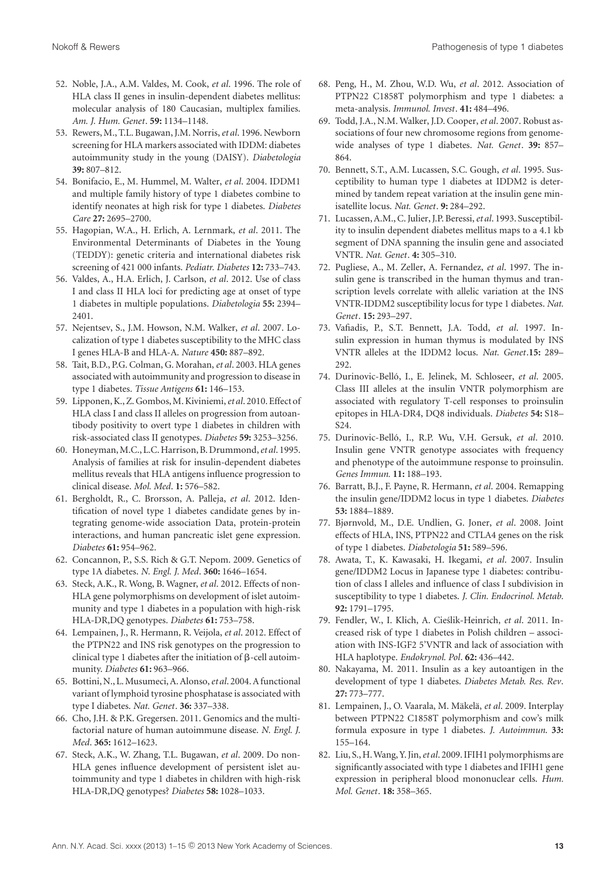52. Noble, J.A., A.M. Valdes, M. Cook, *et al*. 1996. The role of HLA class II genes in insulin-dependent diabetes mellitus: molecular analysis of 180 Caucasian, multiplex families. *Am. J. Hum. Genet*. **59:** 1134–1148.
53. Rewers, M., T.L. Bugawan, J.M. Norris, *et al*. 1996. Newborn screening for HLA markers associated with IDDM: diabetes autoimmunity study in the young (DAISY). *Diabetologia* **39:** 807–812.
54. Bonifacio, E., M. Hummel, M. Walter, *et al*. 2004. IDDM1 and multiple family history of type 1 diabetes combine to identify neonates at high risk for type 1 diabetes. *Diabetes Care* **27:** 2695–2700.
55. Hagopian, W.A., H. Erlich, A. Lernmark, *et al*. 2011. The Environmental Determinants of Diabetes in the Young (TEDDY): genetic criteria and international diabetes risk screening of 421 000 infants. *Pediatr. Diabetes* **12:** 733–743.
56. Valdes, A., H.A. Erlich, J. Carlson, *et al*. 2012. Use of class I and class II HLA loci for predicting age at onset of type 1 diabetes in multiple populations. *Diabetologia* **55:** 2394–2401.
57. Nejentsev, S., J.M. Howson, N.M. Walker, *et al*. 2007. Localization of type 1 diabetes susceptibility to the MHC class I genes HLA-B and HLA-A. *Nature* **450:** 887–892.
58. Tait, B.D., P.G. Colman, G. Morahan, *et al*. 2003. HLA genes associated with autoimmunity and progression to disease in type 1 diabetes. *Tissue Antigens* **61:** 146–153.
59. Lipponen, K., Z. Gombos, M. Kiviniemi, *et al*. 2010. Effect of HLA class I and class II alleles on progression from autoantibody positivity to overt type 1 diabetes in children with risk-associated class II genotypes. *Diabetes* **59:** 3253–3256.
60. Honeyman, M.C., L.C. Harrison, B. Drummond, *et al*. 1995. Analysis of families at risk for insulin-dependent diabetes mellitus reveals that HLA antigens influence progression to clinical disease. *Mol. Med*. **1:** 576–582.
61. Bergholdt, R., C. Brorsson, A. Palleja, *et al*. 2012. Identification of novel type 1 diabetes candidate genes by integrating genome-wide association Data, protein-protein interactions, and human pancreatic islet gene expression. *Diabetes* **61:** 954–962.
62. Concannon, P., S.S. Rich & G.T. Nepom. 2009. Genetics of type 1A diabetes. *N. Engl. J. Med*. **360:** 1646–1654.
63. Steck, A.K., R. Wong, B. Wagner, *et al*. 2012. Effects of non-HLA gene polymorphisms on development of islet autoimmunity and type 1 diabetes in a population with high-risk HLA-DR,DQ genotypes. *Diabetes* **61:** 753–758.
64. Lempainen, J., R. Hermann, R. Veijola, *et al*. 2012. Effect of the PTPN22 and INS risk genotypes on the progression to clinical type 1 diabetes after the initiation of β-cell autoimmunity. *Diabetes* **61:** 963–966.
65. Bottini, N., L. Musumeci, A. Alonso, *et al*. 2004. A functional variant of lymphoid tyrosine phosphatase is associated with type I diabetes. *Nat. Genet*. **36:** 337–338.
66. Cho, J.H. & P.K. Gregersen. 2011. Genomics and the multifactorial nature of human autoimmune disease. *N. Engl. J. Med*. **365:** 1612–1623.
67. Steck, A.K., W. Zhang, T.L. Bugawan, *et al*. 2009. Do non-HLA genes influence development of persistent islet autoimmunity and type 1 diabetes in children with high-risk HLA-DR,DQ genotypes? *Diabetes* **58:** 1028–1033.
68. Peng, H., M. Zhou, W.D. Wu, *et al*. 2012. Association of PTPN22 C1858T polymorphism and type 1 diabetes: a meta-analysis. *Immunol. Invest*. **41:** 484–496.
69. Todd, J.A., N.M. Walker, J.D. Cooper, *et al*. 2007. Robust associations of four new chromosome regions from genome-wide analyses of type 1 diabetes. *Nat. Genet*. **39:** 857–864.
70. Bennett, S.T., A.M. Lucassen, S.C. Gough, *et al*. 1995. Susceptibility to human type 1 diabetes at IDDM2 is determined by tandem repeat variation at the insulin gene minisatellite locus. *Nat. Genet*. **9:** 284–292.
71. Lucassen, A.M., C. Julier, J.P. Beressi, *et al*. 1993. Susceptibility to insulin dependent diabetes mellitus maps to a 4.1 kb segment of DNA spanning the insulin gene and associated VNTR. *Nat. Genet*. **4:** 305–310.
72. Pugliese, A., M. Zeller, A. Fernandez, *et al*. 1997. The insulin gene is transcribed in the human thymus and transcription levels correlate with allelic variation at the INS VNTR-IDDM2 susceptibility locus for type 1 diabetes. *Nat. Genet*. **15:** 293–297.
73. Vafiadis, P., S.T. Bennett, J.A. Todd, *et al*. 1997. Insulin expression in human thymus is modulated by INS VNTR alleles at the IDDM2 locus. *Nat. Genet*.**15:** 289–292.
74. Durinovic-Belló, I., E. Jelinek, M. Schloseer, *et al*. 2005. Class III alleles at the insulin VNTR polymorphism are associated with regulatory T-cell responses to proinsulin epitopes in HLA-DR4, DQ8 individuals. *Diabetes* **54:** S18–S24.
75. Durinovic-Belló, I., R.P. Wu, V.H. Gersuk, *et al*. 2010. Insulin gene VNTR genotype associates with frequency and phenotype of the autoimmune response to proinsulin. *Genes Immun.* **11:** 188–193.
76. Barratt, B.J., F. Payne, R. Hermann, *et al*. 2004. Remapping the insulin gene/IDDM2 locus in type 1 diabetes. *Diabetes* **53:** 1884–1889.
77. Bjørnvold, M., D.E. Undlien, G. Joner, *et al*. 2008. Joint effects of HLA, INS, PTPN22 and CTLA4 genes on the risk of type 1 diabetes. *Diabetologia* **51:** 589–596.
78. Awata, T., K. Kawasaki, H. Ikegami, *et al*. 2007. Insulin gene/IDDM2 Locus in Japanese type 1 diabetes: contribution of class I alleles and influence of class I subdivision in susceptibility to type 1 diabetes. *J. Clin. Endocrinol. Metab.* **92:** 1791–1795.
79. Fendler, W., I. Klich, A. Cieślik-Heinrich, *et al*. 2011. Increased risk of type 1 diabetes in Polish children – association with INS-IGF2 5'VNTR and lack of association with HLA haplotype. *Endokrynol. Pol*. **62:** 436–442.
80. Nakayama, M. 2011. Insulin as a key autoantigen in the development of type 1 diabetes. *Diabetes Metab. Res. Rev*. **27:** 773–777.
81. Lempainen, J., O. Vaarala, M. Mäkelä, *et al*. 2009. Interplay between PTPN22 C1858T polymorphism and cow's milk formula exposure in type 1 diabetes. *J. Autoimmun.* **33:** 155–164.
82. Liu, S., H. Wang, Y. Jin, *et al*. 2009. IFIH1 polymorphisms are significantly associated with type 1 diabetes and IFIH1 gene expression in peripheral blood mononuclear cells. *Hum. Mol. Genet*. **18:** 358–365.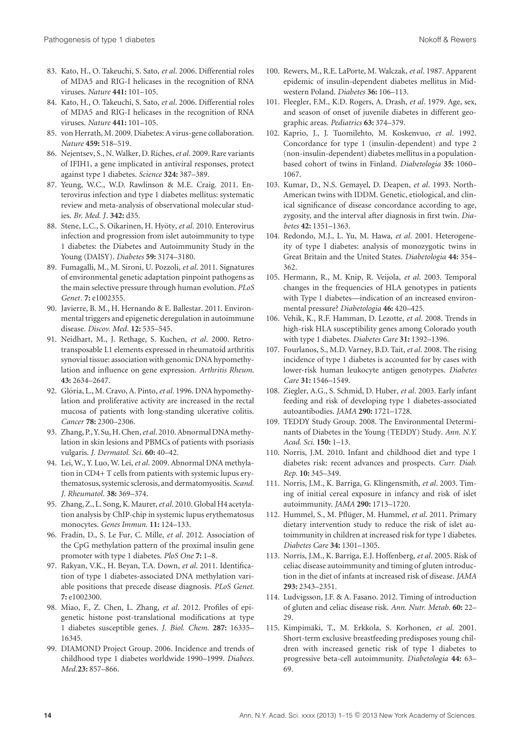83. Kato, H., O. Takeuchi, S. Sato, *et al*. 2006. Differential roles of MDA5 and RIG-I helicases in the recognition of RNA viruses. *Nature* **441:** 101–105.
84. Kato, H., O. Takeuchi, S. Sato, *et al*. 2006. Differential roles of MDA5 and RIG-I helicases in the recognition of RNA viruses. *Nature* **441:** 101–105.
85. von Herrath, M. 2009. Diabetes: A virus-gene collaboration. *Nature* **459:** 518–519.
86. Nejentsev, S., N. Walker, D. Riches, *et al*. 2009. Rare variants of IFIH1, a gene implicated in antiviral responses, protect against type 1 diabetes. *Science* **324:** 387–389.
87. Yeung, W.C., W.D. Rawlinson & M.E. Craig. 2011. Enterovirus infection and type 1 diabetes mellitus: systematic review and meta-analysis of observational molecular studies. *Br. Med. J*. **342:** d35.
88. Stene, L.C., S. Oikarinen, H. Hyöty, *et al*. 2010. Enterovirus infection and progression from islet autoimmunity to type 1 diabetes: the Diabetes and Autoimmunity Study in the Young (DAISY). *Diabetes* **59:** 3174–3180.
89. Fumagalli, M., M. Sironi, U. Pozzoli, *et al*. 2011. Signatures of environmental genetic adaptation pinpoint pathogens as the main selective pressure through human evolution. *PLoS Genet*. **7:** e1002355.
90. Javierre, B. M., H. Hernando & E. Ballestar. 2011. Environmental triggers and epigenetic deregulation in autoimmune disease. *Discov. Med*. **12:** 535–545.
91. Neidhart, M., J. Rethage, S. Kuchen, *et al*. 2000. Retrotransposable L1 elements expressed in rheumatoid arthritis synovial tissue: association with genomic DNA hypomethylation and influence on gene expression. *Arthritis Rheum*. **43:** 2634–2647.
92. Glória, L., M. Cravo, A. Pinto, *et al*. 1996. DNA hypomethylation and proliferative activity are increased in the rectal mucosa of patients with long-standing ulcerative colitis. *Cancer* **78:** 2300–2306.
93. Zhang, P., Y. Su, H. Chen, *et al*. 2010. Abnormal DNA methylation in skin lesions and PBMCs of patients with psoriasis vulgaris. *J. Dermatol. Sci*. **60:** 40–42.
94. Lei, W., Y. Luo, W. Lei, *et al*. 2009. Abnormal DNA methylation in CD4+ T cells from patients with systemic lupus erythematosus, systemic sclerosis, and dermatomyositis. *Scand. J. Rheumatol*. **38:** 369–374.
95. Zhang, Z., L. Song, K. Maurer, *et al*. 2010. Global H4 acetylation analysis by ChIP-chip in systemic lupus erythematosus monocytes. *Genes Immun*. **11:** 124–133.
96. Fradin, D., S. Le Fur, C. Mille, *et al*. 2012. Association of the CpG methylation pattern of the proximal insulin gene promoter with type 1 diabetes. *PloS One* **7:** 1–8.
97. Rakyan, V.K., H. Beyan, T.A. Down, *et al*. 2011. Identification of type 1 diabetes-associated DNA methylation variable positions that precede disease diagnosis. *PLoS Genet*. **7:** e1002300.
98. Miao, F., Z. Chen, L. Zhang, *et al*. 2012. Profiles of epigenetic histone post-translational modifications at type 1 diabetes susceptible genes. *J. Biol. Chem*. **287:** 16335–16345.
99. DIAMOND Project Group. 2006. Incidence and trends of childhood type 1 diabetes worldwide 1990–1999. *Diabet. Med*.**23:** 857–866.
100. Rewers, M., R.E. LaPorte, M. Walczak, *et al*. 1987. Apparent epidemic of insulin-dependent diabetes mellitus in Midwestern Poland. *Diabetes* **36:** 106–113.
101. Fleegler, F.M., K.D. Rogers, A. Drash, *et al*. 1979. Age, sex, and season of onset of juvenile diabetes in different geographic areas. *Pediatrics* **63:** 374–379.
102. Kaprio, J., J. Tuomilehto, M. Koskenvuo, *et al*. 1992. Concordance for type 1 (insulin-dependent) and type 2 (non-insulin-dependent) diabetes mellitus in a population-based cohort of twins in Finland. *Diabetologia* **35:** 1060–1067.
103. Kumar, D., N.S. Gemayel, D. Deapen, *et al*. 1993. North-American twins with IDDM. Genetic, etiological, and clinical significance of disease concordance according to age, zygosity, and the interval after diagnosis in first twin. *Diabetes* **42:** 1351–1363.
104. Redondo, M.J., L. Yu, M. Hawa, *et al*. 2001. Heterogeneity of type I diabetes: analysis of monozygotic twins in Great Britain and the United States. *Diabetologia* **44:** 354–362.
105. Hermann, R., M. Knip, R. Veijola, *et al*. 2003. Temporal changes in the frequencies of HLA genotypes in patients with Type 1 diabetes—indication of an increased environmental pressure? *Diabetologia* **46:** 420–425.
106. Vehik, K., R.F. Hamman, D. Lezotte, *et al*. 2008. Trends in high-risk HLA susceptibility genes among Colorado youth with type 1 diabetes. *Diabetes Care* **31:** 1392–1396.
107. Fourlanos, S., M.D. Varney, B.D. Tait, *et al*. 2008. The rising incidence of type 1 diabetes is accounted for by cases with lower-risk human leukocyte antigen genotypes. *Diabetes Care* **31:** 1546–1549.
108. Ziegler, A.G., S. Schmid, D. Huber, *et al*. 2003. Early infant feeding and risk of developing type 1 diabetes-associated autoantibodies. *JAMA* **290:** 1721–1728.
109. TEDDY Study Group. 2008. The Environmental Determinants of Diabetes in the Young (TEDDY) Study. *Ann. N.Y. Acad. Sci*. **150:** 1–13.
110. Norris, J.M. 2010. Infant and childhood diet and type 1 diabetes risk: recent advances and prospects. *Curr. Diab. Rep*. **10:** 345–349.
111. Norris, J.M., K. Barriga, G. Klingensmith, *et al*. 2003. Timing of initial cereal exposure in infancy and risk of islet autoimmunity. *JAMA* **290:** 1713–1720.
112. Hummel, S., M. Pflüger, M. Hummel, *et al*. 2011. Primary dietary intervention study to reduce the risk of islet autoimmunity in children at increased risk for type 1 diabetes. *Diabetes Care* **34:** 1301–1305.
113. Norris, J.M., K. Barriga, E.J. Hoffenberg, *et al*. 2005. Risk of celiac disease autoimmunity and timing of gluten introduction in the diet of infants at increased risk of disease. *JAMA* **293:** 2343–2351.
114. Ludvigsson, J.F. & A. Fasano. 2012. Timing of introduction of gluten and celiac disease risk. *Ann. Nutr. Metab*. **60:** 22–29.
115. Kimpimäki, T., M. Erkkola, S. Korhonen, *et al*. 2001. Short-term exclusive breastfeeding predisposes young children with increased genetic risk of type I diabetes to progressive beta-cell autoimmunity. *Diabetologia* **44:** 63–69.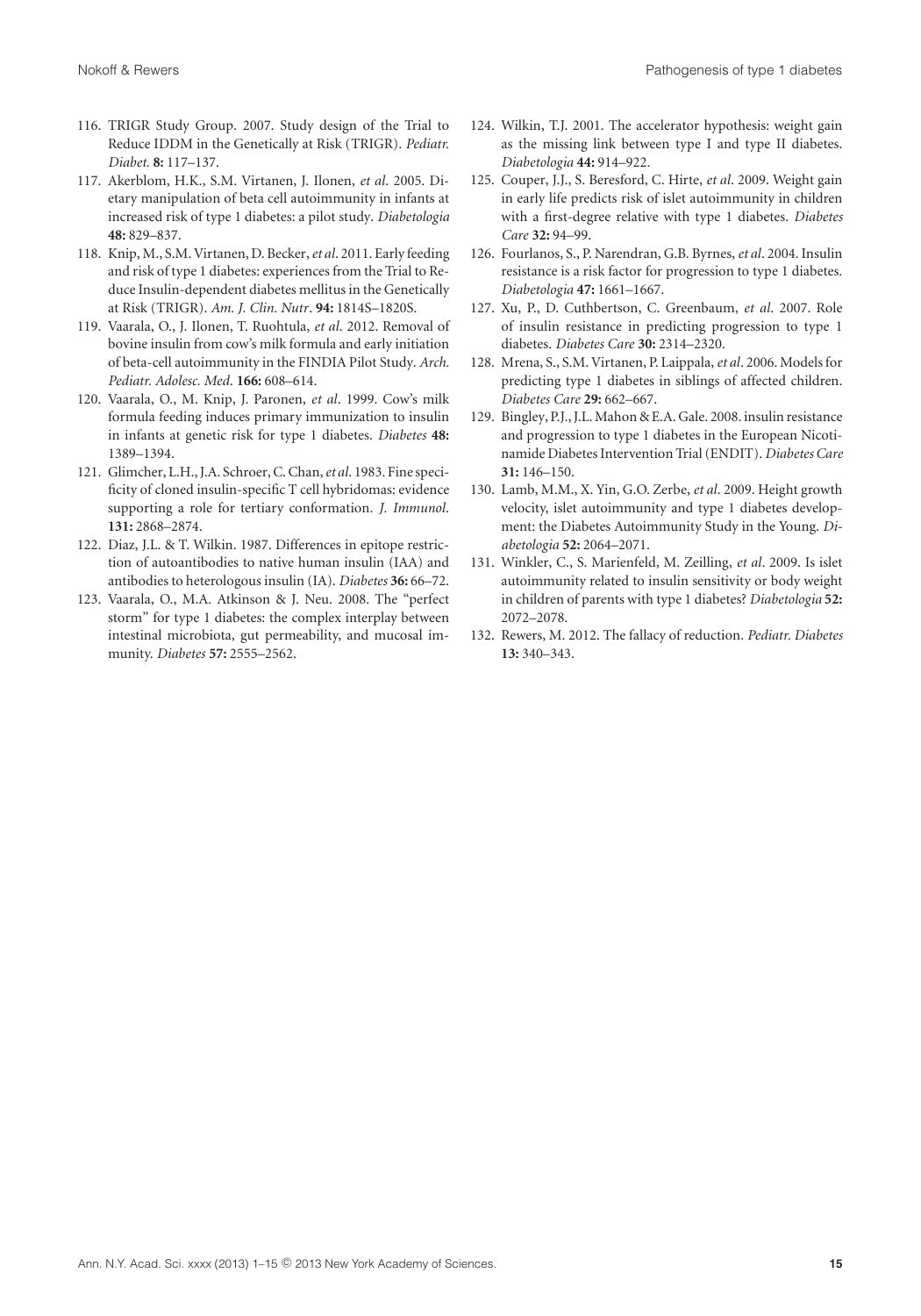116. TRIGR Study Group. 2007. Study design of the Trial to Reduce IDDM in the Genetically at Risk (TRIGR). *Pediatr. Diabet.* **8:** 117–137.
117. Akerblom, H.K., S.M. Virtanen, J. Ilonen, *et al*. 2005. Dietary manipulation of beta cell autoimmunity in infants at increased risk of type 1 diabetes: a pilot study. *Diabetologia* **48:** 829–837.
118. Knip, M., S.M. Virtanen, D. Becker, *et al*. 2011. Early feeding and risk of type 1 diabetes: experiences from the Trial to Reduce Insulin-dependent diabetes mellitus in the Genetically at Risk (TRIGR). *Am. J. Clin. Nutr*. **94:** 1814S–1820S.
119. Vaarala, O., J. Ilonen, T. Ruohtula, *et al*. 2012. Removal of bovine insulin from cow's milk formula and early initiation of beta-cell autoimmunity in the FINDIA Pilot Study. *Arch. Pediatr. Adolesc. Med*. **166:** 608–614.
120. Vaarala, O., M. Knip, J. Paronen, *et al*. 1999. Cow's milk formula feeding induces primary immunization to insulin in infants at genetic risk for type 1 diabetes. *Diabetes* **48:** 1389–1394.
121. Glimcher, L.H., J.A. Schroer, C. Chan, *et al*. 1983. Fine specificity of cloned insulin-specific T cell hybridomas: evidence supporting a role for tertiary conformation. *J. Immunol*. **131:** 2868–2874.
122. Diaz, J.L. & T. Wilkin. 1987. Differences in epitope restriction of autoantibodies to native human insulin (IAA) and antibodies to heterologous insulin (IA). *Diabetes* **36:** 66–72.
123. Vaarala, O., M.A. Atkinson & J. Neu. 2008. The "perfect storm" for type 1 diabetes: the complex interplay between intestinal microbiota, gut permeability, and mucosal immunity. *Diabetes* **57:** 2555–2562.
124. Wilkin, T.J. 2001. The accelerator hypothesis: weight gain as the missing link between type I and type II diabetes. *Diabetologia* **44:** 914–922.
125. Couper, J.J., S. Beresford, C. Hirte, *et al*. 2009. Weight gain in early life predicts risk of islet autoimmunity in children with a first-degree relative with type 1 diabetes. *Diabetes Care* **32:** 94–99.
126. Fourlanos, S., P. Narendran, G.B. Byrnes, *et al*. 2004. Insulin resistance is a risk factor for progression to type 1 diabetes. *Diabetologia* **47:** 1661–1667.
127. Xu, P., D. Cuthbertson, C. Greenbaum, *et al*. 2007. Role of insulin resistance in predicting progression to type 1 diabetes. *Diabetes Care* **30:** 2314–2320.
128. Mrena, S., S.M. Virtanen, P. Laippala, *et al*. 2006. Models for predicting type 1 diabetes in siblings of affected children. *Diabetes Care* **29:** 662–667.
129. Bingley, P.J., J.L. Mahon & E.A. Gale. 2008. insulin resistance and progression to type 1 diabetes in the European Nicotinamide Diabetes Intervention Trial (ENDIT). *Diabetes Care* **31:** 146–150.
130. Lamb, M.M., X. Yin, G.O. Zerbe, *et al*. 2009. Height growth velocity, islet autoimmunity and type 1 diabetes development: the Diabetes Autoimmunity Study in the Young. *Diabetologia* **52:** 2064–2071.
131. Winkler, C., S. Marienfeld, M. Zeilling, *et al*. 2009. Is islet autoimmunity related to insulin sensitivity or body weight in children of parents with type 1 diabetes? *Diabetologia* **52:** 2072–2078.
132. Rewers, M. 2012. The fallacy of reduction. *Pediatr. Diabetes* **13:** 340–343.